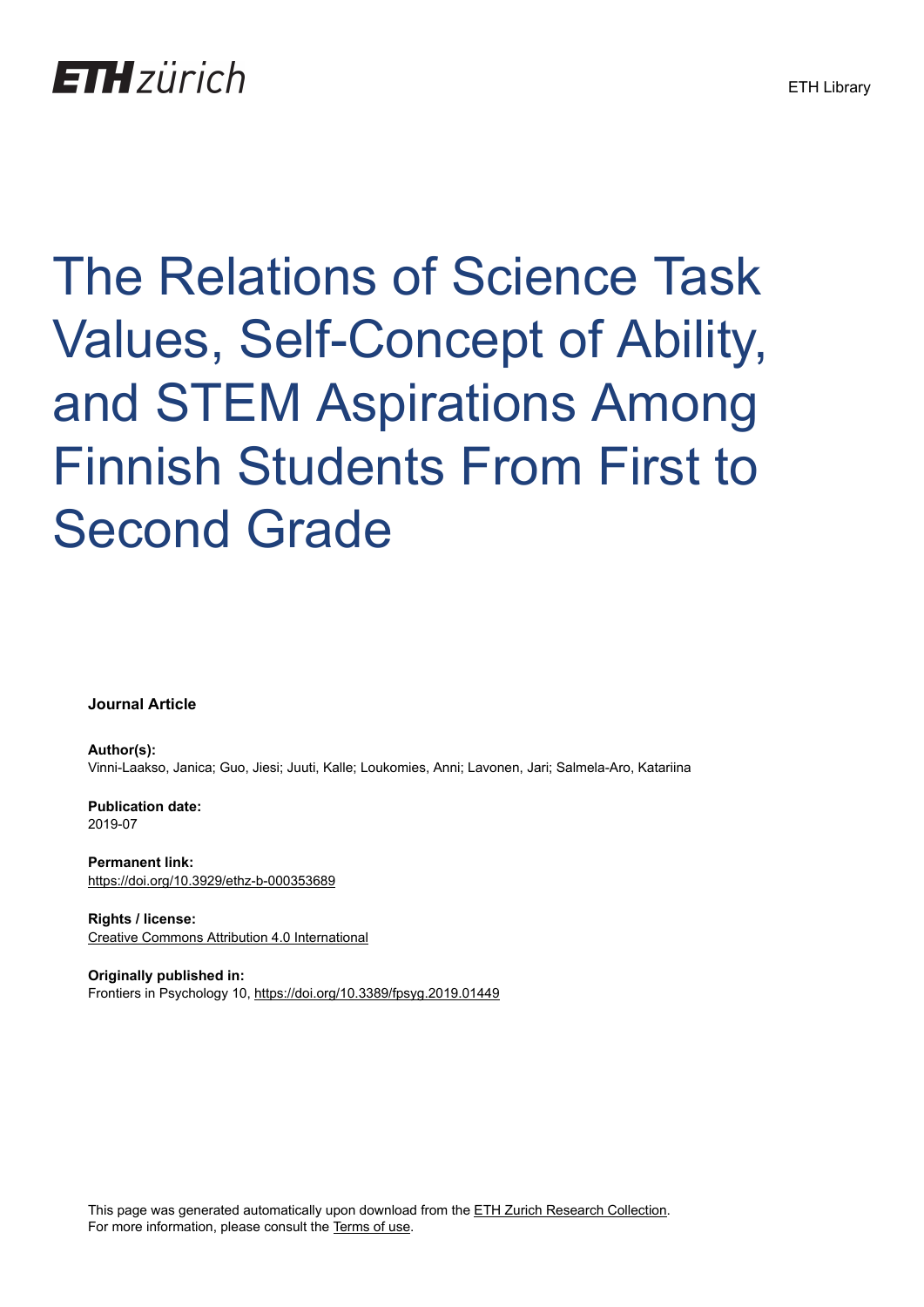ETH zürich

ETH Library

# The Relations of Science Task Values, Self-Concept of Ability, and STEM Aspirations Among Finnish Students From First to Second Grade

**Journal Article**

**Author(s):**
Vinni-Laakso, Janica; Guo, Jiesi; Juuti, Kalle; Loukomies, Anni; Lavonen, Jari; Salmela-Aro, Katariina

**Publication date:**
2019-07

**Permanent link:**
https://doi.org/10.3929/ethz-b-000353689

**Rights / license:**
Creative Commons Attribution 4.0 International

**Originally published in:**
Frontiers in Psychology 10, https://doi.org/10.3389/fpsyg.2019.01449

This page was generated automatically upon download from the ETH Zurich Research Collection.
For more information, please consult the Terms of use.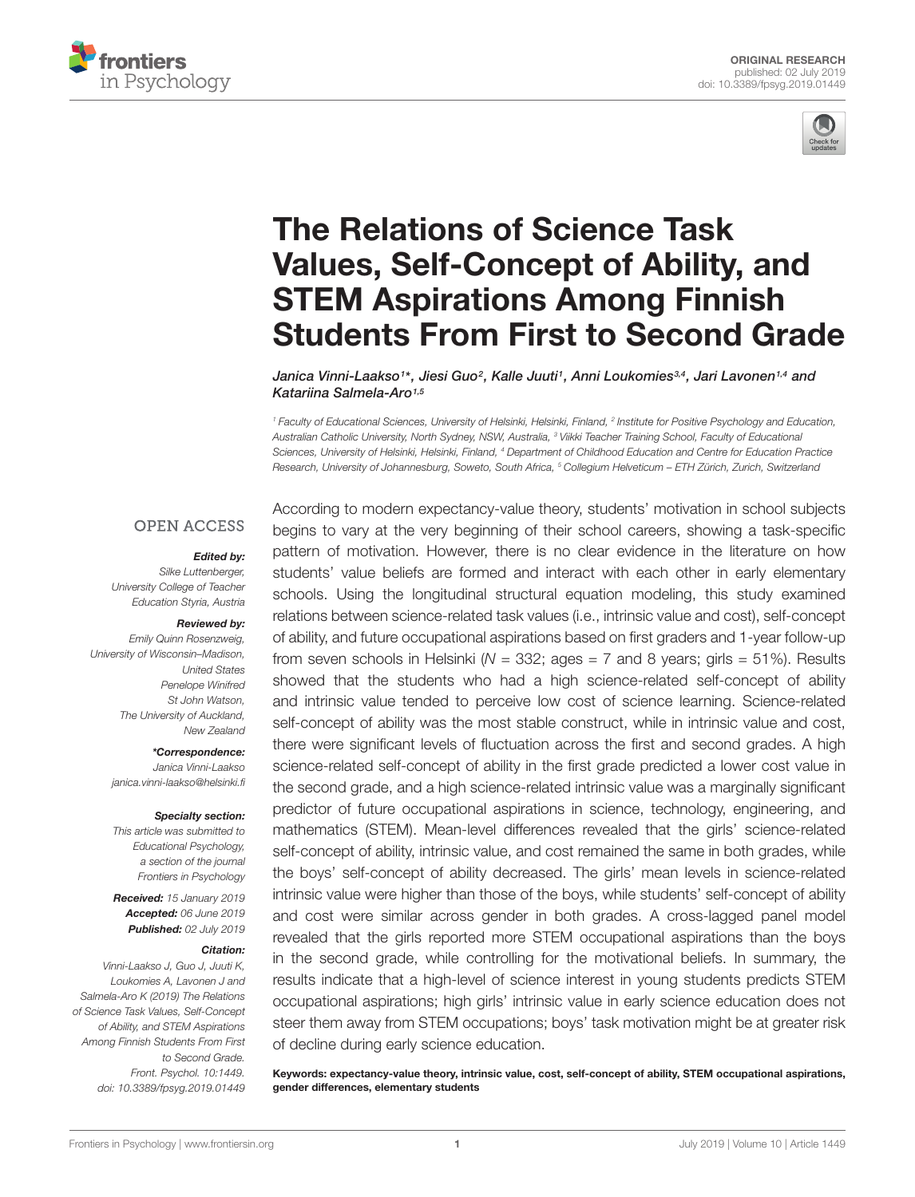ORIGINAL RESEARCH
published: 02 July 2019
doi: 10.3389/fpsyg.2019.01449

# The Relations of Science Task Values, Self-Concept of Ability, and STEM Aspirations Among Finnish Students From First to Second Grade

*Janica Vinni-Laakso[1]\*, Jiesi Guo[2], Kalle Juuti[1], Anni Loukomies[3,4], Jari Lavonen[1,4] and Katariina Salmela-Aro[1,5]*

[1] Faculty of Educational Sciences, University of Helsinki, Helsinki, Finland, [2] Institute for Positive Psychology and Education, Australian Catholic University, North Sydney, NSW, Australia, [3] Viikki Teacher Training School, Faculty of Educational Sciences, University of Helsinki, Helsinki, Finland, [4] Department of Childhood Education and Centre for Education Practice Research, University of Johannesburg, Soweto, South Africa, [5] Collegium Helveticum – ETH Zürich, Zurich, Switzerland

OPEN ACCESS

***Edited by:***
Silke Luttenberger,
University College of Teacher Education Styria, Austria

***Reviewed by:***
Emily Quinn Rosenzweig,
University of Wisconsin–Madison, United States
Penelope Winifred St John Watson,
The University of Auckland, New Zealand

***\*Correspondence:***
Janica Vinni-Laakso
janica.vinni-laakso@helsinki.fi

***Specialty section:***
This article was submitted to Educational Psychology, a section of the journal Frontiers in Psychology

***Received:*** 15 January 2019
***Accepted:*** 06 June 2019
***Published:*** 02 July 2019

***Citation:***
Vinni-Laakso J, Guo J, Juuti K, Loukomies A, Lavonen J and Salmela-Aro K (2019) The Relations of Science Task Values, Self-Concept of Ability, and STEM Aspirations Among Finnish Students From First to Second Grade. Front. Psychol. 10:1449. doi: 10.3389/fpsyg.2019.01449

According to modern expectancy-value theory, students' motivation in school subjects begins to vary at the very beginning of their school careers, showing a task-specific pattern of motivation. However, there is no clear evidence in the literature on how students' value beliefs are formed and interact with each other in early elementary schools. Using the longitudinal structural equation modeling, this study examined relations between science-related task values (i.e., intrinsic value and cost), self-concept of ability, and future occupational aspirations based on first graders and 1-year follow-up from seven schools in Helsinki ($N = 332$; ages = 7 and 8 years; girls = 51%). Results showed that the students who had a high science-related self-concept of ability and intrinsic value tended to perceive low cost of science learning. Science-related self-concept of ability was the most stable construct, while in intrinsic value and cost, there were significant levels of fluctuation across the first and second grades. A high science-related self-concept of ability in the first grade predicted a lower cost value in the second grade, and a high science-related intrinsic value was a marginally significant predictor of future occupational aspirations in science, technology, engineering, and mathematics (STEM). Mean-level differences revealed that the girls' science-related self-concept of ability, intrinsic value, and cost remained the same in both grades, while the boys' self-concept of ability decreased. The girls' mean levels in science-related intrinsic value were higher than those of the boys, while students' self-concept of ability and cost were similar across gender in both grades. A cross-lagged panel model revealed that the girls reported more STEM occupational aspirations than the boys in the second grade, while controlling for the motivational beliefs. In summary, the results indicate that a high-level of science interest in young students predicts STEM occupational aspirations; high girls' intrinsic value in early science education does not steer them away from STEM occupations; boys' task motivation might be at greater risk of decline during early science education.

**Keywords: expectancy-value theory, intrinsic value, cost, self-concept of ability, STEM occupational aspirations, gender differences, elementary students**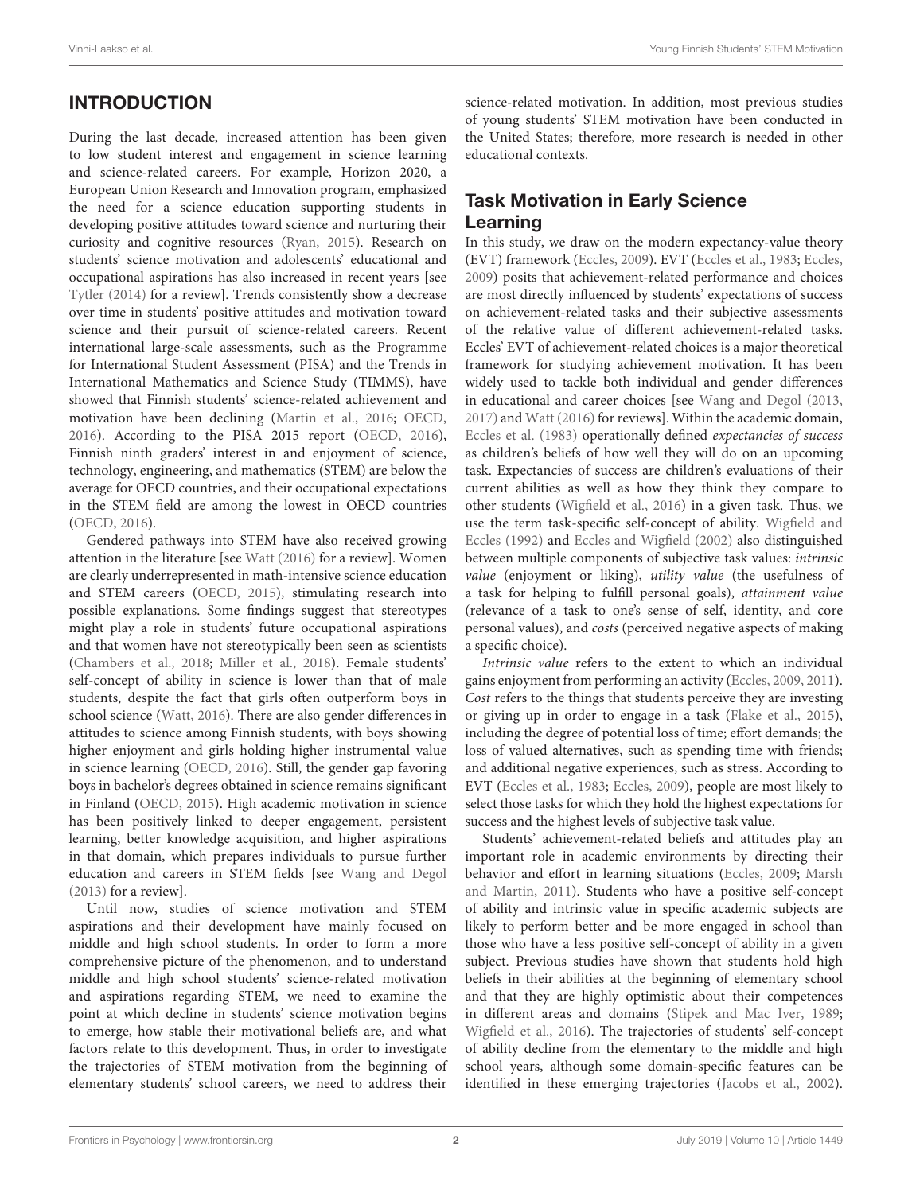## INTRODUCTION

During the last decade, increased attention has been given to low student interest and engagement in science learning and science-related careers. For example, Horizon 2020, a European Union Research and Innovation program, emphasized the need for a science education supporting students in developing positive attitudes toward science and nurturing their curiosity and cognitive resources (Ryan, 2015). Research on students' science motivation and adolescents' educational and occupational aspirations has also increased in recent years [see Tytler (2014) for a review]. Trends consistently show a decrease over time in students' positive attitudes and motivation toward science and their pursuit of science-related careers. Recent international large-scale assessments, such as the Programme for International Student Assessment (PISA) and the Trends in International Mathematics and Science Study (TIMMS), have showed that Finnish students' science-related achievement and motivation have been declining (Martin et al., 2016; OECD, 2016). According to the PISA 2015 report (OECD, 2016), Finnish ninth graders' interest in and enjoyment of science, technology, engineering, and mathematics (STEM) are below the average for OECD countries, and their occupational expectations in the STEM field are among the lowest in OECD countries (OECD, 2016).

Gendered pathways into STEM have also received growing attention in the literature [see Watt (2016) for a review]. Women are clearly underrepresented in math-intensive science education and STEM careers (OECD, 2015), stimulating research into possible explanations. Some findings suggest that stereotypes might play a role in students' future occupational aspirations and that women have not stereotypically been seen as scientists (Chambers et al., 2018; Miller et al., 2018). Female students' self-concept of ability in science is lower than that of male students, despite the fact that girls often outperform boys in school science (Watt, 2016). There are also gender differences in attitudes to science among Finnish students, with boys showing higher enjoyment and girls holding higher instrumental value in science learning (OECD, 2016). Still, the gender gap favoring boys in bachelor's degrees obtained in science remains significant in Finland (OECD, 2015). High academic motivation in science has been positively linked to deeper engagement, persistent learning, better knowledge acquisition, and higher aspirations in that domain, which prepares individuals to pursue further education and careers in STEM fields [see Wang and Degol (2013) for a review].

Until now, studies of science motivation and STEM aspirations and their development have mainly focused on middle and high school students. In order to form a more comprehensive picture of the phenomenon, and to understand middle and high school students' science-related motivation and aspirations regarding STEM, we need to examine the point at which decline in students' science motivation begins to emerge, how stable their motivational beliefs are, and what factors relate to this development. Thus, in order to investigate the trajectories of STEM motivation from the beginning of elementary students' school careers, we need to address their science-related motivation. In addition, most previous studies of young students' STEM motivation have been conducted in the United States; therefore, more research is needed in other educational contexts.

### Task Motivation in Early Science Learning

In this study, we draw on the modern expectancy-value theory (EVT) framework (Eccles, 2009). EVT (Eccles et al., 1983; Eccles, 2009) posits that achievement-related performance and choices are most directly influenced by students' expectations of success on achievement-related tasks and their subjective assessments of the relative value of different achievement-related tasks. Eccles' EVT of achievement-related choices is a major theoretical framework for studying achievement motivation. It has been widely used to tackle both individual and gender differences in educational and career choices [see Wang and Degol (2013, 2017) and Watt (2016) for reviews]. Within the academic domain, Eccles et al. (1983) operationally defined *expectancies of success* as children's beliefs of how well they will do on an upcoming task. Expectancies of success are children's evaluations of their current abilities as well as how they think they compare to other students (Wigfield et al., 2016) in a given task. Thus, we use the term task-specific self-concept of ability. Wigfield and Eccles (1992) and Eccles and Wigfield (2002) also distinguished between multiple components of subjective task values: *intrinsic value* (enjoyment or liking), *utility value* (the usefulness of a task for helping to fulfill personal goals), *attainment value* (relevance of a task to one's sense of self, identity, and core personal values), and *costs* (perceived negative aspects of making a specific choice).

*Intrinsic value* refers to the extent to which an individual gains enjoyment from performing an activity (Eccles, 2009, 2011). *Cost* refers to the things that students perceive they are investing or giving up in order to engage in a task (Flake et al., 2015), including the degree of potential loss of time; effort demands; the loss of valued alternatives, such as spending time with friends; and additional negative experiences, such as stress. According to EVT (Eccles et al., 1983; Eccles, 2009), people are most likely to select those tasks for which they hold the highest expectations for success and the highest levels of subjective task value.

Students' achievement-related beliefs and attitudes play an important role in academic environments by directing their behavior and effort in learning situations (Eccles, 2009; Marsh and Martin, 2011). Students who have a positive self-concept of ability and intrinsic value in specific academic subjects are likely to perform better and be more engaged in school than those who have a less positive self-concept of ability in a given subject. Previous studies have shown that students hold high beliefs in their abilities at the beginning of elementary school and that they are highly optimistic about their competences in different areas and domains (Stipek and Mac Iver, 1989; Wigfield et al., 2016). The trajectories of students' self-concept of ability decline from the elementary to the middle and high school years, although some domain-specific features can be identified in these emerging trajectories (Jacobs et al., 2002).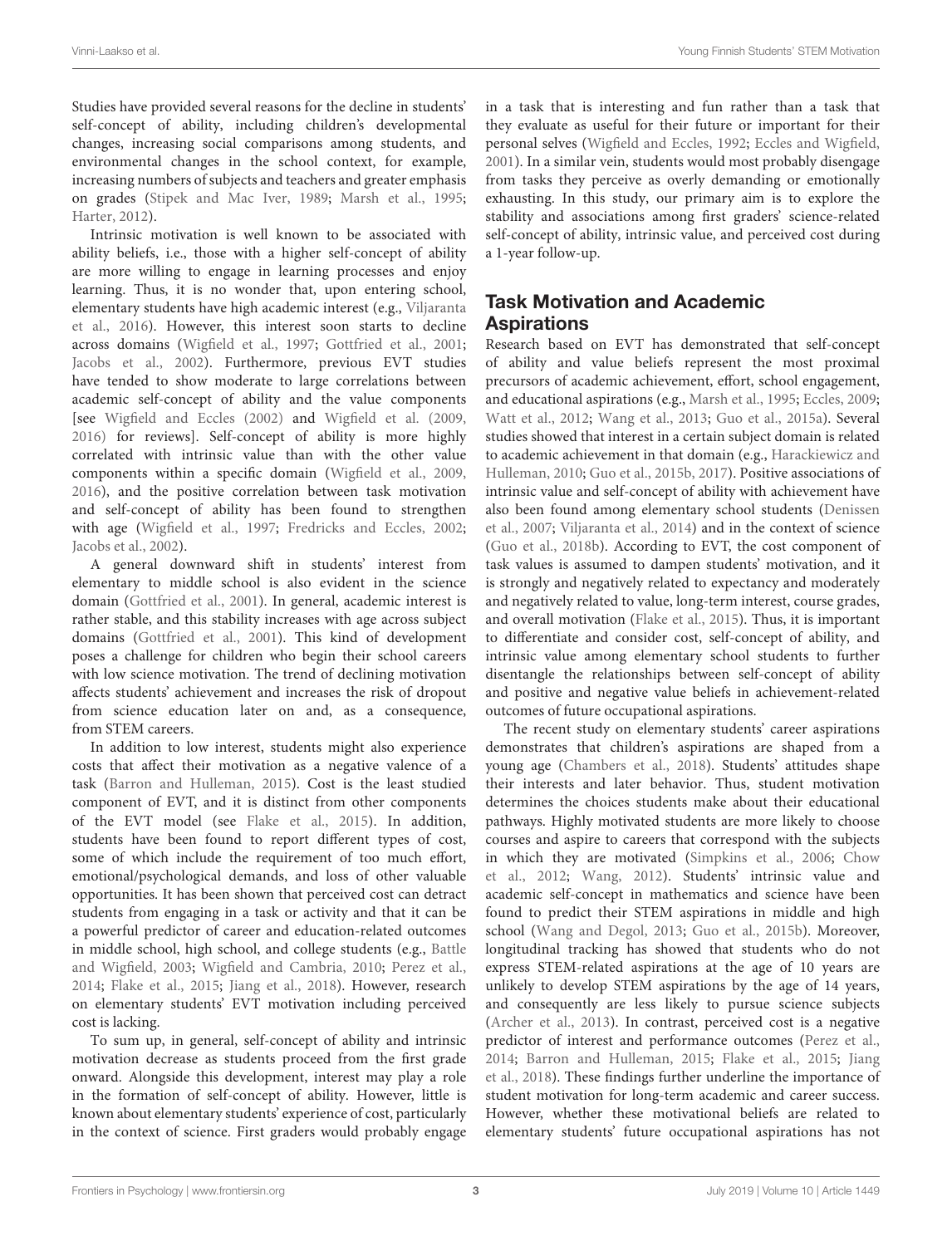Studies have provided several reasons for the decline in students' self-concept of ability, including children's developmental changes, increasing social comparisons among students, and environmental changes in the school context, for example, increasing numbers of subjects and teachers and greater emphasis on grades (Stipek and Mac Iver, 1989; Marsh et al., 1995; Harter, 2012).

Intrinsic motivation is well known to be associated with ability beliefs, i.e., those with a higher self-concept of ability are more willing to engage in learning processes and enjoy learning. Thus, it is no wonder that, upon entering school, elementary students have high academic interest (e.g., Viljaranta et al., 2016). However, this interest soon starts to decline across domains (Wigfield et al., 1997; Gottfried et al., 2001; Jacobs et al., 2002). Furthermore, previous EVT studies have tended to show moderate to large correlations between academic self-concept of ability and the value components [see Wigfield and Eccles (2002) and Wigfield et al. (2009, 2016) for reviews]. Self-concept of ability is more highly correlated with intrinsic value than with the other value components within a specific domain (Wigfield et al., 2009, 2016), and the positive correlation between task motivation and self-concept of ability has been found to strengthen with age (Wigfield et al., 1997; Fredricks and Eccles, 2002; Jacobs et al., 2002).

A general downward shift in students' interest from elementary to middle school is also evident in the science domain (Gottfried et al., 2001). In general, academic interest is rather stable, and this stability increases with age across subject domains (Gottfried et al., 2001). This kind of development poses a challenge for children who begin their school careers with low science motivation. The trend of declining motivation affects students' achievement and increases the risk of dropout from science education later on and, as a consequence, from STEM careers.

In addition to low interest, students might also experience costs that affect their motivation as a negative valence of a task (Barron and Hulleman, 2015). Cost is the least studied component of EVT, and it is distinct from other components of the EVT model (see Flake et al., 2015). In addition, students have been found to report different types of cost, some of which include the requirement of too much effort, emotional/psychological demands, and loss of other valuable opportunities. It has been shown that perceived cost can detract students from engaging in a task or activity and that it can be a powerful predictor of career and education-related outcomes in middle school, high school, and college students (e.g., Battle and Wigfield, 2003; Wigfield and Cambria, 2010; Perez et al., 2014; Flake et al., 2015; Jiang et al., 2018). However, research on elementary students' EVT motivation including perceived cost is lacking.

To sum up, in general, self-concept of ability and intrinsic motivation decrease as students proceed from the first grade onward. Alongside this development, interest may play a role in the formation of self-concept of ability. However, little is known about elementary students' experience of cost, particularly in the context of science. First graders would probably engage in a task that is interesting and fun rather than a task that they evaluate as useful for their future or important for their personal selves (Wigfield and Eccles, 1992; Eccles and Wigfield, 2001). In a similar vein, students would most probably disengage from tasks they perceive as overly demanding or emotionally exhausting. In this study, our primary aim is to explore the stability and associations among first graders' science-related self-concept of ability, intrinsic value, and perceived cost during a 1-year follow-up.

## Task Motivation and Academic Aspirations

Research based on EVT has demonstrated that self-concept of ability and value beliefs represent the most proximal precursors of academic achievement, effort, school engagement, and educational aspirations (e.g., Marsh et al., 1995; Eccles, 2009; Watt et al., 2012; Wang et al., 2013; Guo et al., 2015a). Several studies showed that interest in a certain subject domain is related to academic achievement in that domain (e.g., Harackiewicz and Hulleman, 2010; Guo et al., 2015b, 2017). Positive associations of intrinsic value and self-concept of ability with achievement have also been found among elementary school students (Denissen et al., 2007; Viljaranta et al., 2014) and in the context of science (Guo et al., 2018b). According to EVT, the cost component of task values is assumed to dampen students' motivation, and it is strongly and negatively related to expectancy and moderately and negatively related to value, long-term interest, course grades, and overall motivation (Flake et al., 2015). Thus, it is important to differentiate and consider cost, self-concept of ability, and intrinsic value among elementary school students to further disentangle the relationships between self-concept of ability and positive and negative value beliefs in achievement-related outcomes of future occupational aspirations.

The recent study on elementary students' career aspirations demonstrates that children's aspirations are shaped from a young age (Chambers et al., 2018). Students' attitudes shape their interests and later behavior. Thus, student motivation determines the choices students make about their educational pathways. Highly motivated students are more likely to choose courses and aspire to careers that correspond with the subjects in which they are motivated (Simpkins et al., 2006; Chow et al., 2012; Wang, 2012). Students' intrinsic value and academic self-concept in mathematics and science have been found to predict their STEM aspirations in middle and high school (Wang and Degol, 2013; Guo et al., 2015b). Moreover, longitudinal tracking has showed that students who do not express STEM-related aspirations at the age of 10 years are unlikely to develop STEM aspirations by the age of 14 years, and consequently are less likely to pursue science subjects (Archer et al., 2013). In contrast, perceived cost is a negative predictor of interest and performance outcomes (Perez et al., 2014; Barron and Hulleman, 2015; Flake et al., 2015; Jiang et al., 2018). These findings further underline the importance of student motivation for long-term academic and career success. However, whether these motivational beliefs are related to elementary students' future occupational aspirations has not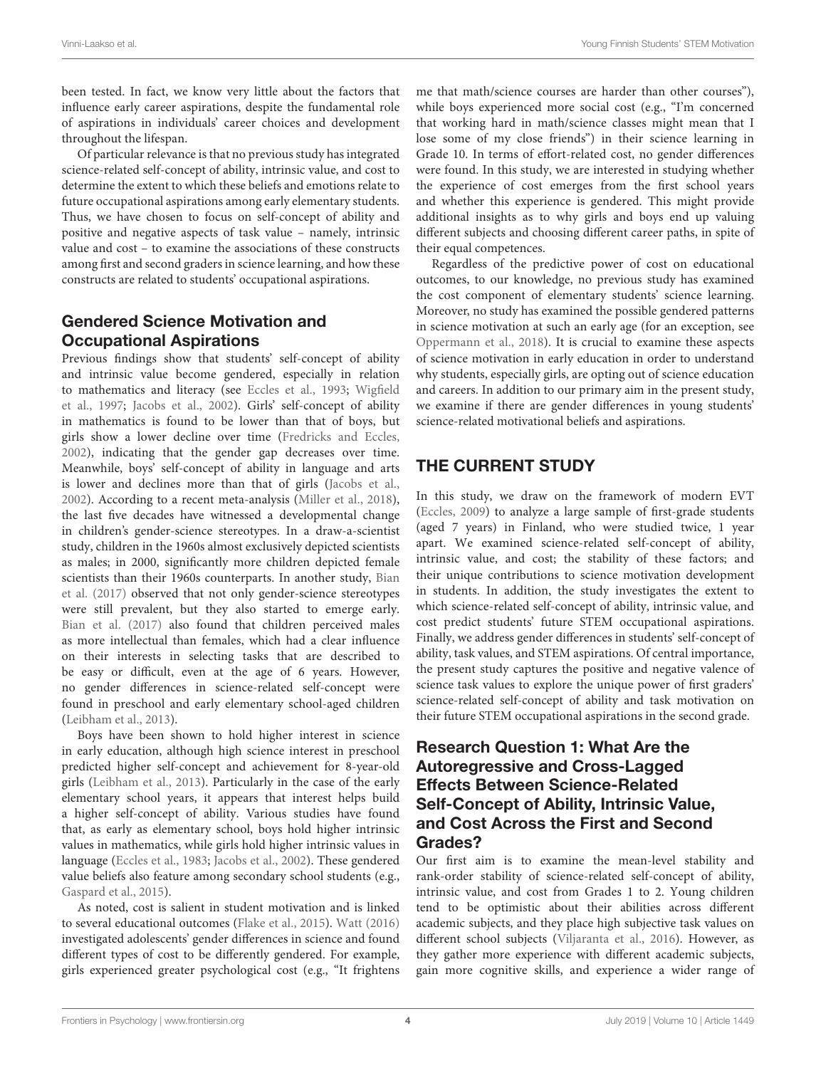been tested. In fact, we know very little about the factors that influence early career aspirations, despite the fundamental role of aspirations in individuals' career choices and development throughout the lifespan.

Of particular relevance is that no previous study has integrated science-related self-concept of ability, intrinsic value, and cost to determine the extent to which these beliefs and emotions relate to future occupational aspirations among early elementary students. Thus, we have chosen to focus on self-concept of ability and positive and negative aspects of task value – namely, intrinsic value and cost – to examine the associations of these constructs among first and second graders in science learning, and how these constructs are related to students' occupational aspirations.

## Gendered Science Motivation and Occupational Aspirations

Previous findings show that students' self-concept of ability and intrinsic value become gendered, especially in relation to mathematics and literacy (see Eccles et al., 1993; Wigfield et al., 1997; Jacobs et al., 2002). Girls' self-concept of ability in mathematics is found to be lower than that of boys, but girls show a lower decline over time (Fredricks and Eccles, 2002), indicating that the gender gap decreases over time. Meanwhile, boys' self-concept of ability in language and arts is lower and declines more than that of girls (Jacobs et al., 2002). According to a recent meta-analysis (Miller et al., 2018), the last five decades have witnessed a developmental change in children's gender-science stereotypes. In a draw-a-scientist study, children in the 1960s almost exclusively depicted scientists as males; in 2000, significantly more children depicted female scientists than their 1960s counterparts. In another study, Bian et al. (2017) observed that not only gender-science stereotypes were still prevalent, but they also started to emerge early. Bian et al. (2017) also found that children perceived males as more intellectual than females, which had a clear influence on their interests in selecting tasks that are described to be easy or difficult, even at the age of 6 years. However, no gender differences in science-related self-concept were found in preschool and early elementary school-aged children (Leibham et al., 2013).

Boys have been shown to hold higher interest in science in early education, although high science interest in preschool predicted higher self-concept and achievement for 8-year-old girls (Leibham et al., 2013). Particularly in the case of the early elementary school years, it appears that interest helps build a higher self-concept of ability. Various studies have found that, as early as elementary school, boys hold higher intrinsic values in mathematics, while girls hold higher intrinsic values in language (Eccles et al., 1983; Jacobs et al., 2002). These gendered value beliefs also feature among secondary school students (e.g., Gaspard et al., 2015).

As noted, cost is salient in student motivation and is linked to several educational outcomes (Flake et al., 2015). Watt (2016) investigated adolescents' gender differences in science and found different types of cost to be differently gendered. For example, girls experienced greater psychological cost (e.g., "It frightens me that math/science courses are harder than other courses"), while boys experienced more social cost (e.g., "I'm concerned that working hard in math/science classes might mean that I lose some of my close friends") in their science learning in Grade 10. In terms of effort-related cost, no gender differences were found. In this study, we are interested in studying whether the experience of cost emerges from the first school years and whether this experience is gendered. This might provide additional insights as to why girls and boys end up valuing different subjects and choosing different career paths, in spite of their equal competences.

Regardless of the predictive power of cost on educational outcomes, to our knowledge, no previous study has examined the cost component of elementary students' science learning. Moreover, no study has examined the possible gendered patterns in science motivation at such an early age (for an exception, see Oppermann et al., 2018). It is crucial to examine these aspects of science motivation in early education in order to understand why students, especially girls, are opting out of science education and careers. In addition to our primary aim in the present study, we examine if there are gender differences in young students' science-related motivational beliefs and aspirations.

# THE CURRENT STUDY

In this study, we draw on the framework of modern EVT (Eccles, 2009) to analyze a large sample of first-grade students (aged 7 years) in Finland, who were studied twice, 1 year apart. We examined science-related self-concept of ability, intrinsic value, and cost; the stability of these factors; and their unique contributions to science motivation development in students. In addition, the study investigates the extent to which science-related self-concept of ability, intrinsic value, and cost predict students' future STEM occupational aspirations. Finally, we address gender differences in students' self-concept of ability, task values, and STEM aspirations. Of central importance, the present study captures the positive and negative valence of science task values to explore the unique power of first graders' science-related self-concept of ability and task motivation on their future STEM occupational aspirations in the second grade.

## Research Question 1: What Are the Autoregressive and Cross-Lagged Effects Between Science-Related Self-Concept of Ability, Intrinsic Value, and Cost Across the First and Second Grades?

Our first aim is to examine the mean-level stability and rank-order stability of science-related self-concept of ability, intrinsic value, and cost from Grades 1 to 2. Young children tend to be optimistic about their abilities across different academic subjects, and they place high subjective task values on different school subjects (Viljaranta et al., 2016). However, as they gather more experience with different academic subjects, gain more cognitive skills, and experience a wider range of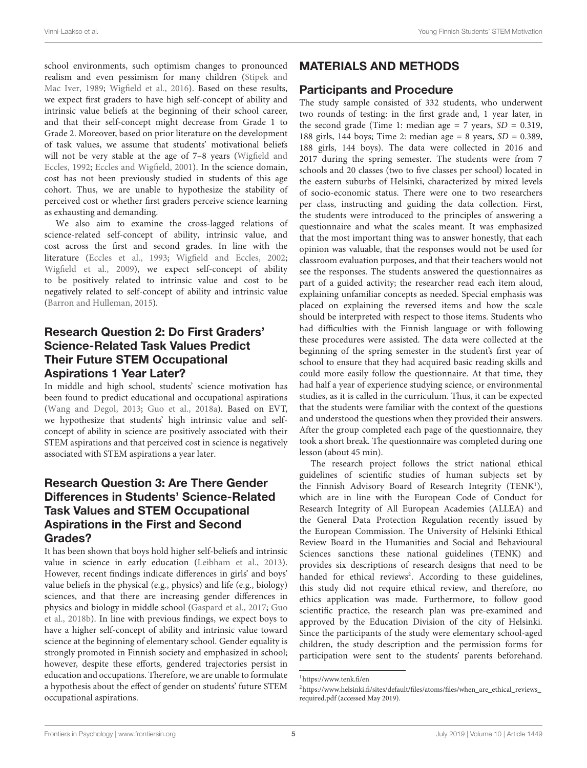school environments, such optimism changes to pronounced realism and even pessimism for many children (Stipek and Mac Iver, 1989; Wigfield et al., 2016). Based on these results, we expect first graders to have high self-concept of ability and intrinsic value beliefs at the beginning of their school career, and that their self-concept might decrease from Grade 1 to Grade 2. Moreover, based on prior literature on the development of task values, we assume that students' motivational beliefs will not be very stable at the age of 7–8 years (Wigfield and Eccles, 1992; Eccles and Wigfield, 2001). In the science domain, cost has not been previously studied in students of this age cohort. Thus, we are unable to hypothesize the stability of perceived cost or whether first graders perceive science learning as exhausting and demanding.

We also aim to examine the cross-lagged relations of science-related self-concept of ability, intrinsic value, and cost across the first and second grades. In line with the literature (Eccles et al., 1993; Wigfield and Eccles, 2002; Wigfield et al., 2009), we expect self-concept of ability to be positively related to intrinsic value and cost to be negatively related to self-concept of ability and intrinsic value (Barron and Hulleman, 2015).

### Research Question 2: Do First Graders' Science-Related Task Values Predict Their Future STEM Occupational Aspirations 1 Year Later?

In middle and high school, students' science motivation has been found to predict educational and occupational aspirations (Wang and Degol, 2013; Guo et al., 2018a). Based on EVT, we hypothesize that students' high intrinsic value and self-concept of ability in science are positively associated with their STEM aspirations and that perceived cost in science is negatively associated with STEM aspirations a year later.

### Research Question 3: Are There Gender Differences in Students' Science-Related Task Values and STEM Occupational Aspirations in the First and Second Grades?

It has been shown that boys hold higher self-beliefs and intrinsic value in science in early education (Leibham et al., 2013). However, recent findings indicate differences in girls' and boys' value beliefs in the physical (e.g., physics) and life (e.g., biology) sciences, and that there are increasing gender differences in physics and biology in middle school (Gaspard et al., 2017; Guo et al., 2018b). In line with previous findings, we expect boys to have a higher self-concept of ability and intrinsic value toward science at the beginning of elementary school. Gender equality is strongly promoted in Finnish society and emphasized in school; however, despite these efforts, gendered trajectories persist in education and occupations. Therefore, we are unable to formulate a hypothesis about the effect of gender on students' future STEM occupational aspirations.

## MATERIALS AND METHODS

### Participants and Procedure

The study sample consisted of 332 students, who underwent two rounds of testing: in the first grade and, 1 year later, in the second grade (Time 1: median age = 7 years, $SD = 0.319$, 188 girls, 144 boys; Time 2: median age = 8 years, $SD = 0.389$, 188 girls, 144 boys). The data were collected in 2016 and 2017 during the spring semester. The students were from 7 schools and 20 classes (two to five classes per school) located in the eastern suburbs of Helsinki, characterized by mixed levels of socio-economic status. There were one to two researchers per class, instructing and guiding the data collection. First, the students were introduced to the principles of answering a questionnaire and what the scales meant. It was emphasized that the most important thing was to answer honestly, that each opinion was valuable, that the responses would not be used for classroom evaluation purposes, and that their teachers would not see the responses. The students answered the questionnaires as part of a guided activity; the researcher read each item aloud, explaining unfamiliar concepts as needed. Special emphasis was placed on explaining the reversed items and how the scale should be interpreted with respect to those items. Students who had difficulties with the Finnish language or with following these procedures were assisted. The data were collected at the beginning of the spring semester in the student's first year of school to ensure that they had acquired basic reading skills and could more easily follow the questionnaire. At that time, they had half a year of experience studying science, or environmental studies, as it is called in the curriculum. Thus, it can be expected that the students were familiar with the context of the questions and understood the questions when they provided their answers. After the group completed each page of the questionnaire, they took a short break. The questionnaire was completed during one lesson (about 45 min).

The research project follows the strict national ethical guidelines of scientific studies of human subjects set by the Finnish Advisory Board of Research Integrity (TENK[1]), which are in line with the European Code of Conduct for Research Integrity of All European Academies (ALLEA) and the General Data Protection Regulation recently issued by the European Commission. The University of Helsinki Ethical Review Board in the Humanities and Social and Behavioural Sciences sanctions these national guidelines (TENK) and provides six descriptions of research designs that need to be handed for ethical reviews[2]. According to these guidelines, this study did not require ethical review, and therefore, no ethics application was made. Furthermore, to follow good scientific practice, the research plan was pre-examined and approved by the Education Division of the city of Helsinki. Since the participants of the study were elementary school-aged children, the study description and the permission forms for participation were sent to the students' parents beforehand.

[1] https://www.tenk.fi/en

[2] https://www.helsinki.fi/sites/default/files/atoms/files/when_are_ethical_reviews_required.pdf (accessed May 2019).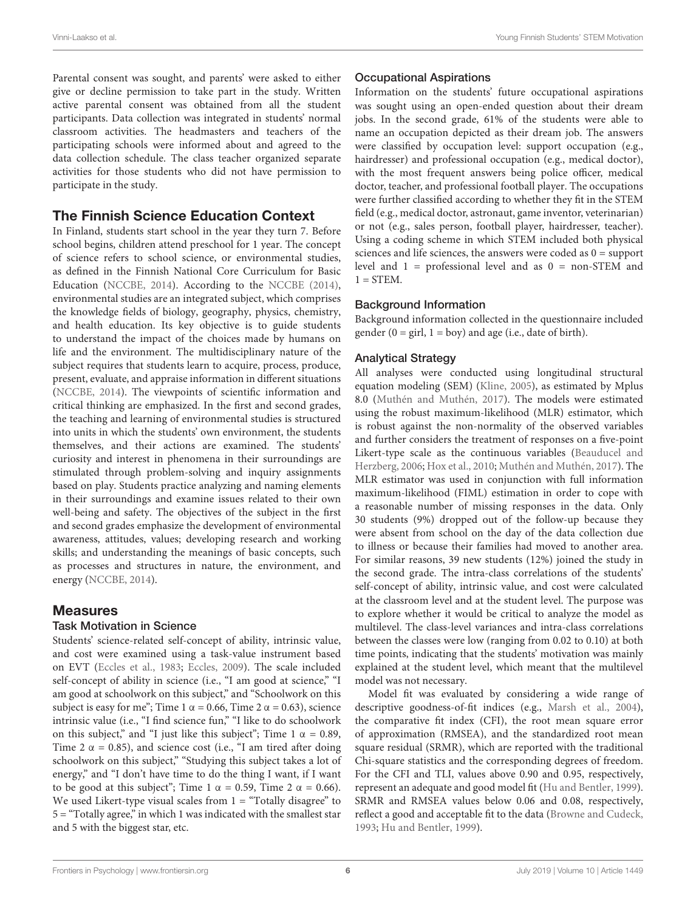Parental consent was sought, and parents' were asked to either give or decline permission to take part in the study. Written active parental consent was obtained from all the student participants. Data collection was integrated in students' normal classroom activities. The headmasters and teachers of the participating schools were informed about and agreed to the data collection schedule. The class teacher organized separate activities for those students who did not have permission to participate in the study.

## The Finnish Science Education Context

In Finland, students start school in the year they turn 7. Before school begins, children attend preschool for 1 year. The concept of science refers to school science, or environmental studies, as defined in the Finnish National Core Curriculum for Basic Education (NCCBE, 2014). According to the NCCBE (2014), environmental studies are an integrated subject, which comprises the knowledge fields of biology, geography, physics, chemistry, and health education. Its key objective is to guide students to understand the impact of the choices made by humans on life and the environment. The multidisciplinary nature of the subject requires that students learn to acquire, process, produce, present, evaluate, and appraise information in different situations (NCCBE, 2014). The viewpoints of scientific information and critical thinking are emphasized. In the first and second grades, the teaching and learning of environmental studies is structured into units in which the students' own environment, the students themselves, and their actions are examined. The students' curiosity and interest in phenomena in their surroundings are stimulated through problem-solving and inquiry assignments based on play. Students practice analyzing and naming elements in their surroundings and examine issues related to their own well-being and safety. The objectives of the subject in the first and second grades emphasize the development of environmental awareness, attitudes, values; developing research and working skills; and understanding the meanings of basic concepts, such as processes and structures in nature, the environment, and energy (NCCBE, 2014).

## Measures

### Task Motivation in Science

Students' science-related self-concept of ability, intrinsic value, and cost were examined using a task-value instrument based on EVT (Eccles et al., 1983; Eccles, 2009). The scale included self-concept of ability in science (i.e., "I am good at science," "I am good at schoolwork on this subject," and "Schoolwork on this subject is easy for me"; Time 1 $\alpha = 0.66$, Time 2 $\alpha = 0.63$), science intrinsic value (i.e., "I find science fun," "I like to do schoolwork on this subject," and "I just like this subject"; Time 1 $\alpha = 0.89$, Time 2 $\alpha = 0.85$), and science cost (i.e., "I am tired after doing schoolwork on this subject," "Studying this subject takes a lot of energy," and "I don't have time to do the thing I want, if I want to be good at this subject"; Time 1 $\alpha = 0.59$, Time 2 $\alpha = 0.66$). We used Likert-type visual scales from 1 = "Totally disagree" to 5 = "Totally agree," in which 1 was indicated with the smallest star and 5 with the biggest star, etc.

### Occupational Aspirations

Information on the students' future occupational aspirations was sought using an open-ended question about their dream jobs. In the second grade, 61% of the students were able to name an occupation depicted as their dream job. The answers were classified by occupation level: support occupation (e.g., hairdresser) and professional occupation (e.g., medical doctor), with the most frequent answers being police officer, medical doctor, teacher, and professional football player. The occupations were further classified according to whether they fit in the STEM field (e.g., medical doctor, astronaut, game inventor, veterinarian) or not (e.g., sales person, football player, hairdresser, teacher). Using a coding scheme in which STEM included both physical sciences and life sciences, the answers were coded as 0 = support level and 1 = professional level and as 0 = non-STEM and 1 = STEM.

### Background Information

Background information collected in the questionnaire included gender (0 = girl, 1 = boy) and age (i.e., date of birth).

### Analytical Strategy

All analyses were conducted using longitudinal structural equation modeling (SEM) (Kline, 2005), as estimated by Mplus 8.0 (Muthén and Muthén, 2017). The models were estimated using the robust maximum-likelihood (MLR) estimator, which is robust against the non-normality of the observed variables and further considers the treatment of responses on a five-point Likert-type scale as the continuous variables (Beauducel and Herzberg, 2006; Hox et al., 2010; Muthén and Muthén, 2017). The MLR estimator was used in conjunction with full information maximum-likelihood (FIML) estimation in order to cope with a reasonable number of missing responses in the data. Only 30 students (9%) dropped out of the follow-up because they were absent from school on the day of the data collection due to illness or because their families had moved to another area. For similar reasons, 39 new students (12%) joined the study in the second grade. The intra-class correlations of the students' self-concept of ability, intrinsic value, and cost were calculated at the classroom level and at the student level. The purpose was to explore whether it would be critical to analyze the model as multilevel. The class-level variances and intra-class correlations between the classes were low (ranging from 0.02 to 0.10) at both time points, indicating that the students' motivation was mainly explained at the student level, which meant that the multilevel model was not necessary.

Model fit was evaluated by considering a wide range of descriptive goodness-of-fit indices (e.g., Marsh et al., 2004), the comparative fit index (CFI), the root mean square error of approximation (RMSEA), and the standardized root mean square residual (SRMR), which are reported with the traditional Chi-square statistics and the corresponding degrees of freedom. For the CFI and TLI, values above 0.90 and 0.95, respectively, represent an adequate and good model fit (Hu and Bentler, 1999). SRMR and RMSEA values below 0.06 and 0.08, respectively, reflect a good and acceptable fit to the data (Browne and Cudeck, 1993; Hu and Bentler, 1999).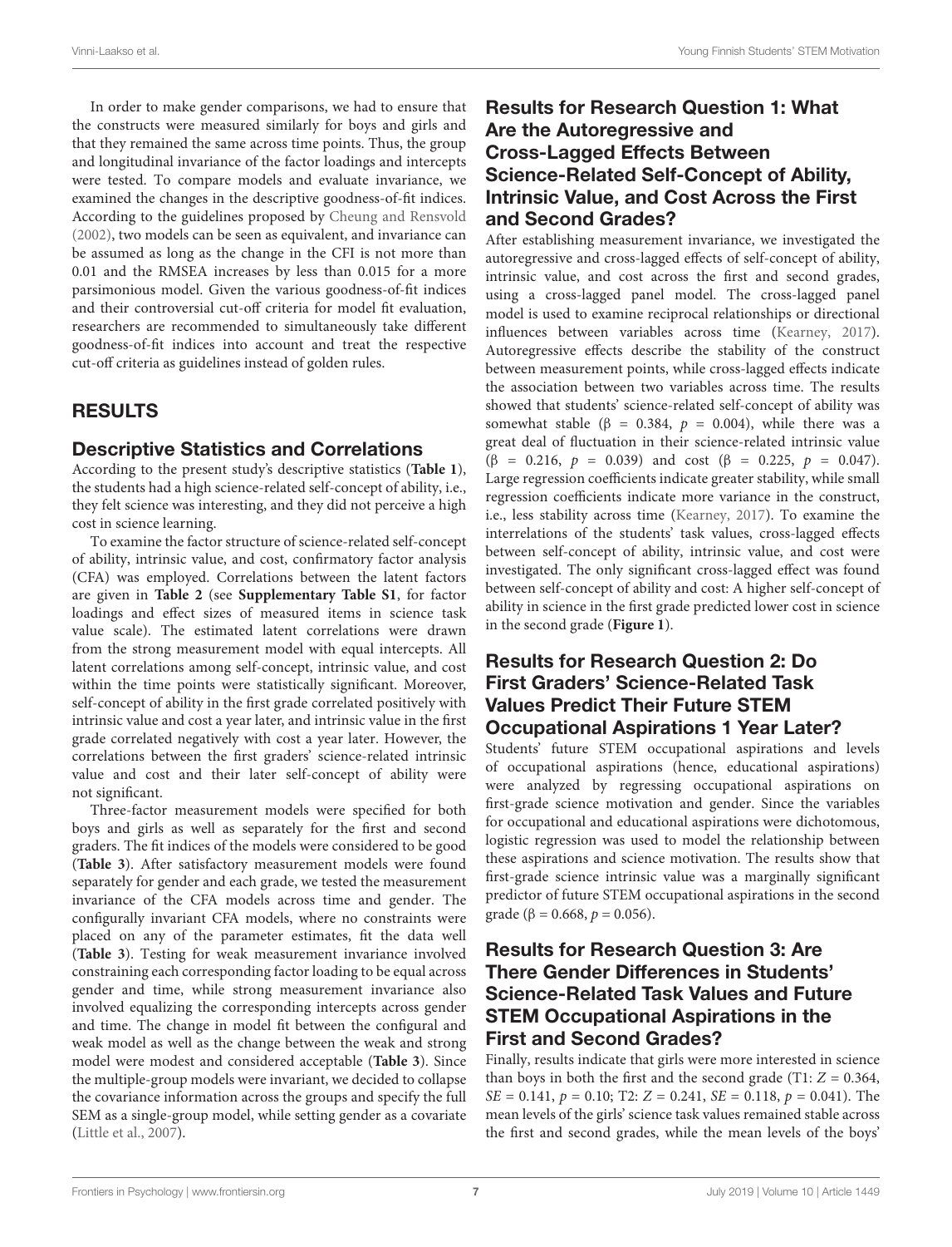In order to make gender comparisons, we had to ensure that the constructs were measured similarly for boys and girls and that they remained the same across time points. Thus, the group and longitudinal invariance of the factor loadings and intercepts were tested. To compare models and evaluate invariance, we examined the changes in the descriptive goodness-of-fit indices. According to the guidelines proposed by Cheung and Rensvold (2002), two models can be seen as equivalent, and invariance can be assumed as long as the change in the CFI is not more than 0.01 and the RMSEA increases by less than 0.015 for a more parsimonious model. Given the various goodness-of-fit indices and their controversial cut-off criteria for model fit evaluation, researchers are recommended to simultaneously take different goodness-of-fit indices into account and treat the respective cut-off criteria as guidelines instead of golden rules.

## RESULTS

### Descriptive Statistics and Correlations

According to the present study's descriptive statistics (**Table 1**), the students had a high science-related self-concept of ability, i.e., they felt science was interesting, and they did not perceive a high cost in science learning.

To examine the factor structure of science-related self-concept of ability, intrinsic value, and cost, confirmatory factor analysis (CFA) was employed. Correlations between the latent factors are given in **Table 2** (see **Supplementary Table S1**, for factor loadings and effect sizes of measured items in science task value scale). The estimated latent correlations were drawn from the strong measurement model with equal intercepts. All latent correlations among self-concept, intrinsic value, and cost within the time points were statistically significant. Moreover, self-concept of ability in the first grade correlated positively with intrinsic value and cost a year later, and intrinsic value in the first grade correlated negatively with cost a year later. However, the correlations between the first graders' science-related intrinsic value and cost and their later self-concept of ability were not significant.

Three-factor measurement models were specified for both boys and girls as well as separately for the first and second graders. The fit indices of the models were considered to be good (**Table 3**). After satisfactory measurement models were found separately for gender and each grade, we tested the measurement invariance of the CFA models across time and gender. The configurally invariant CFA models, where no constraints were placed on any of the parameter estimates, fit the data well (**Table 3**). Testing for weak measurement invariance involved constraining each corresponding factor loading to be equal across gender and time, while strong measurement invariance also involved equalizing the corresponding intercepts across gender and time. The change in model fit between the configural and weak model as well as the change between the weak and strong model were modest and considered acceptable (**Table 3**). Since the multiple-group models were invariant, we decided to collapse the covariance information across the groups and specify the full SEM as a single-group model, while setting gender as a covariate (Little et al., 2007).

### Results for Research Question 1: What Are the Autoregressive and Cross-Lagged Effects Between Science-Related Self-Concept of Ability, Intrinsic Value, and Cost Across the First and Second Grades?

After establishing measurement invariance, we investigated the autoregressive and cross-lagged effects of self-concept of ability, intrinsic value, and cost across the first and second grades, using a cross-lagged panel model. The cross-lagged panel model is used to examine reciprocal relationships or directional influences between variables across time (Kearney, 2017). Autoregressive effects describe the stability of the construct between measurement points, while cross-lagged effects indicate the association between two variables across time. The results showed that students' science-related self-concept of ability was somewhat stable ($\beta = 0.384$, $p = 0.004$), while there was a great deal of fluctuation in their science-related intrinsic value ($\beta = 0.216$, $p = 0.039$) and cost ($\beta = 0.225$, $p = 0.047$). Large regression coefficients indicate greater stability, while small regression coefficients indicate more variance in the construct, i.e., less stability across time (Kearney, 2017). To examine the interrelations of the students' task values, cross-lagged effects between self-concept of ability, intrinsic value, and cost were investigated. The only significant cross-lagged effect was found between self-concept of ability and cost: A higher self-concept of ability in science in the first grade predicted lower cost in science in the second grade (**Figure 1**).

### Results for Research Question 2: Do First Graders' Science-Related Task Values Predict Their Future STEM Occupational Aspirations 1 Year Later?

Students' future STEM occupational aspirations and levels of occupational aspirations (hence, educational aspirations) were analyzed by regressing occupational aspirations on first-grade science motivation and gender. Since the variables for occupational and educational aspirations were dichotomous, logistic regression was used to model the relationship between these aspirations and science motivation. The results show that first-grade science intrinsic value was a marginally significant predictor of future STEM occupational aspirations in the second grade ($\beta = 0.668$, $p = 0.056$).

### Results for Research Question 3: Are There Gender Differences in Students' Science-Related Task Values and Future STEM Occupational Aspirations in the First and Second Grades?

Finally, results indicate that girls were more interested in science than boys in both the first and the second grade (T1: $Z = 0.364$, $SE = 0.141$, $p = 0.10$; T2: $Z = 0.241$, $SE = 0.118$, $p = 0.041$). The mean levels of the girls' science task values remained stable across the first and second grades, while the mean levels of the boys'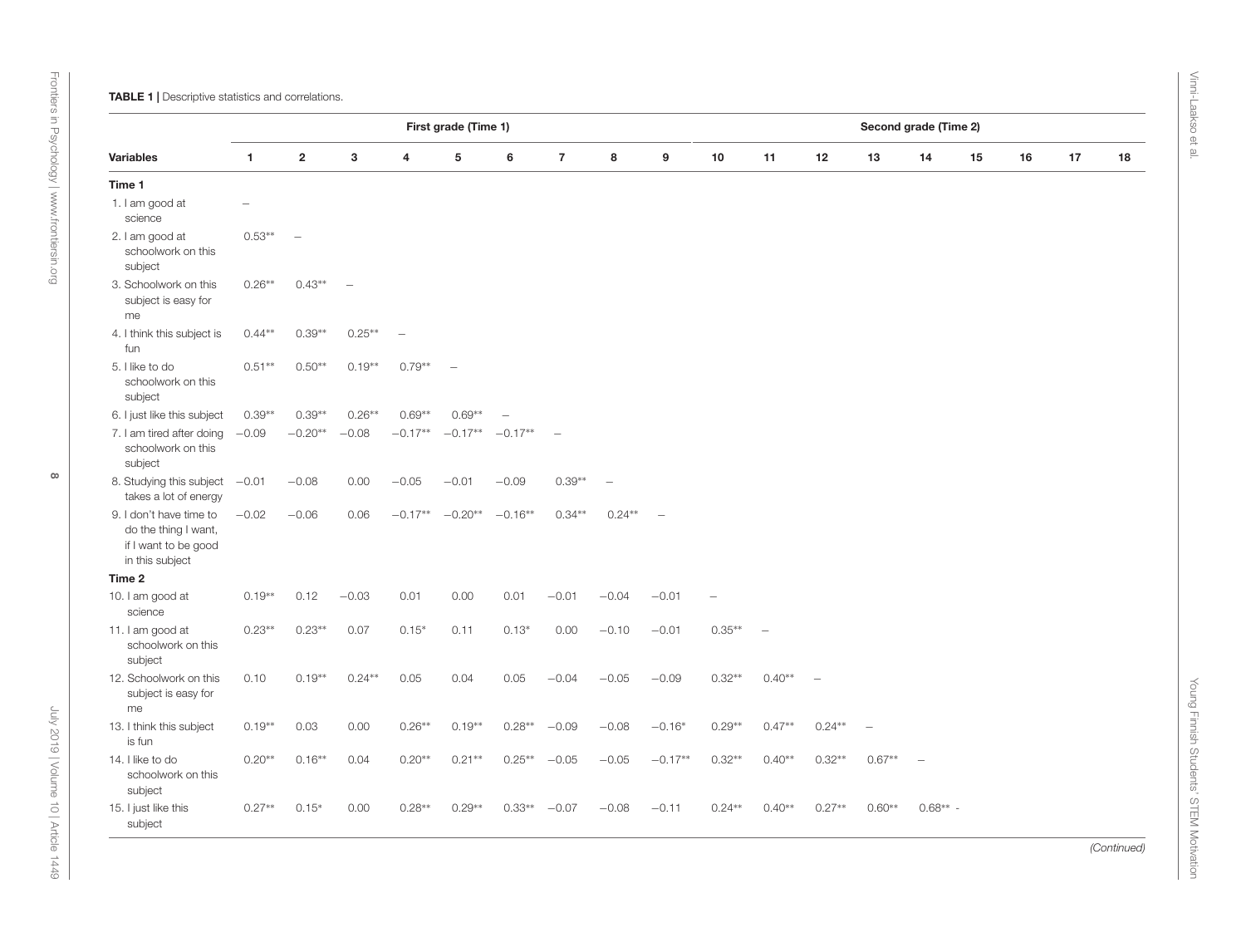**TABLE 1 |** Descriptive statistics and correlations.

| | First grade (Time 1) | | | | | | | | | Second grade (Time 2) | | | | | | | | |
|---|---|---|---|---|---|---|---|---|---|---|---|---|---|---|---|---|---|---|
| **Variables** | **1** | **2** | **3** | **4** | **5** | **6** | **7** | **8** | **9** | **10** | **11** | **12** | **13** | **14** | **15** | **16** | **17** | **18** |
| **Time 1** | | | | | | | | | | | | | | | | | | |
| 1. I am good at science | – | | | | | | | | | | | | | | | | | |
| 2. I am good at schoolwork on this subject | 0.53** | – | | | | | | | | | | | | | | | | |
| 3. Schoolwork on this subject is easy for me | 0.26** | 0.43** | – | | | | | | | | | | | | | | | |
| 4. I think this subject is fun | 0.44** | 0.39** | 0.25** | – | | | | | | | | | | | | | | |
| 5. I like to do schoolwork on this subject | 0.51** | 0.50** | 0.19** | 0.79** | – | | | | | | | | | | | | | |
| 6. I just like this subject | 0.39** | 0.39** | 0.26** | 0.69** | 0.69** | – | | | | | | | | | | | | |
| 7. I am tired after doing schoolwork on this subject | −0.09 | −0.20** | −0.08 | −0.17** | −0.17** | −0.17** | – | | | | | | | | | | | |
| 8. Studying this subject takes a lot of energy | −0.01 | −0.08 | 0.00 | −0.05 | −0.01 | −0.09 | 0.39** | – | | | | | | | | | | |
| 9. I don't have time to do the thing I want, if I want to be good in this subject | −0.02 | −0.06 | 0.06 | −0.17** | −0.20** | −0.16** | 0.34** | 0.24** | – | | | | | | | | | |
| **Time 2** | | | | | | | | | | | | | | | | | | |
| 10. I am good at science | 0.19** | 0.12 | −0.03 | 0.01 | 0.00 | 0.01 | −0.01 | −0.04 | −0.01 | – | | | | | | | | |
| 11. I am good at schoolwork on this subject | 0.23** | 0.23** | 0.07 | 0.15* | 0.11 | 0.13* | 0.00 | −0.10 | −0.01 | 0.35** | – | | | | | | | |
| 12. Schoolwork on this subject is easy for me | 0.10 | 0.19** | 0.24** | 0.05 | 0.04 | 0.05 | −0.04 | −0.05 | −0.09 | 0.32** | 0.40** | – | | | | | | |
| 13. I think this subject is fun | 0.19** | 0.03 | 0.00 | 0.26** | 0.19** | 0.28** | −0.09 | −0.08 | −0.16* | 0.29** | 0.47** | 0.24** | – | | | | | |
| 14. I like to do schoolwork on this subject | 0.20** | 0.16** | 0.04 | 0.20** | 0.21** | 0.25** | −0.05 | −0.05 | −0.17** | 0.32** | 0.40** | 0.32** | 0.67** | – | | | | |
| 15. I just like this subject | 0.27** | 0.15* | 0.00 | 0.28** | 0.29** | 0.33** | −0.07 | −0.08 | −0.11 | 0.24** | 0.40** | 0.27** | 0.60** | 0.68** | - | | | |

*(Continued)*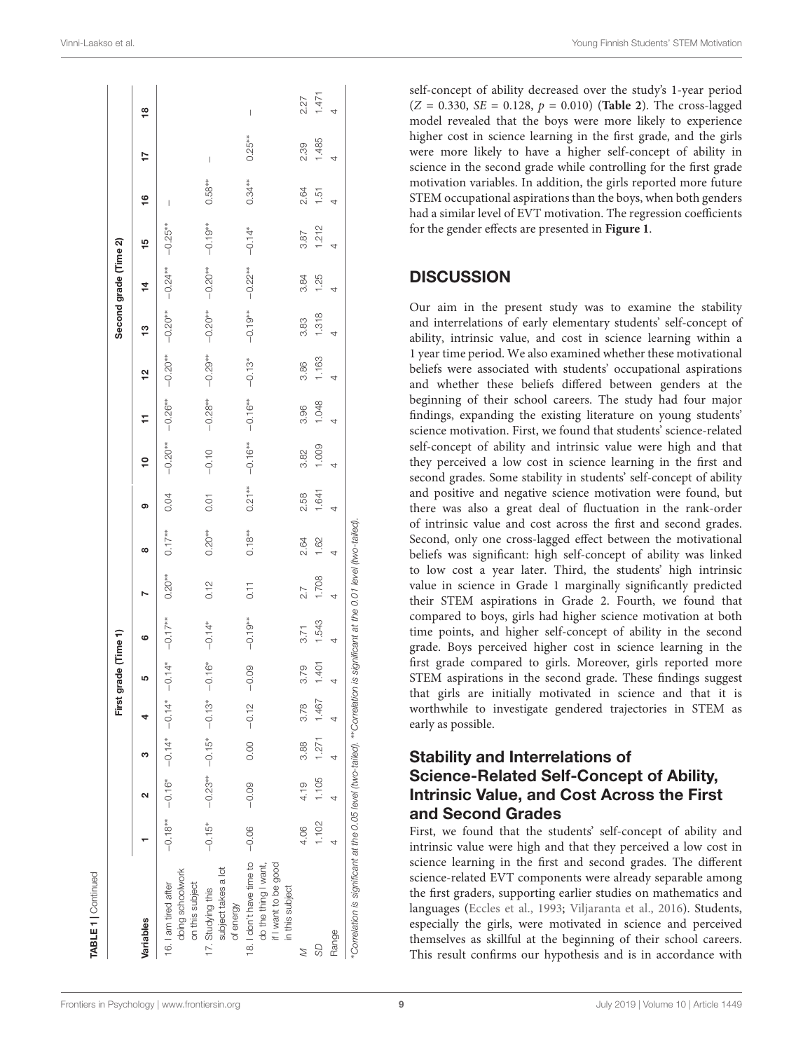**TABLE 1** | Continued

| Variables | First grade (Time 1) | | | | | | | | | Second grade (Time 2) | | | | | | | | |
|---|---|---|---|---|---|---|---|---|---|---|---|---|---|---|---|---|---|---|
| | 1 | 2 | 3 | 4 | 5 | 6 | 7 | 8 | 9 | 10 | 11 | 12 | 13 | 14 | 15 | 16 | 17 | 18 |
| 16. I am tired after doing schoolwork on this subject | −0.18** | −0.16* | −0.14* | −0.14* | −0.14* | −0.17** | 0.20** | 0.17** | 0.04 | −0.20** | −0.26** | −0.20** | −0.20** | −0.24** | −0.25** | – | | |
| 17. Studying this subject takes a lot of energy | −0.15* | −0.23** | −0.15* | −0.13* | −0.16* | −0.14* | 0.12 | 0.20** | 0.01 | −0.10 | −0.28** | −0.29** | −0.20** | −0.20** | −0.19** | 0.58** | – | |
| 18. I don't have time to do the thing I want, if I want to be good in this subject | −0.06 | −0.09 | 0.00 | −0.12 | −0.09 | −0.19** | 0.11 | 0.18** | 0.21** | −0.16** | −0.16** | −0.13* | −0.19** | −0.22** | −0.14* | 0.34** | 0.25** | – |
| *M* | 4.06 | 4.19 | 3.88 | 3.78 | 3.79 | 3.71 | 2.7 | 2.64 | 2.58 | 3.82 | 3.96 | 3.86 | 3.83 | 3.84 | 3.87 | 2.64 | 2.39 | 2.27 |
| *SD* | 1.102 | 1.105 | 1.271 | 1.467 | 1.401 | 1.543 | 1.708 | 1.62 | 1.641 | 1.009 | 1.048 | 1.163 | 1.318 | 1.25 | 1.212 | 1.51 | 1.485 | 1.471 |
| Range | 4 | 4 | 4 | 4 | 4 | 4 | 4 | 4 | 4 | 4 | 4 | 4 | 4 | 4 | 4 | 4 | 4 | 4 |

*Correlation is significant at the 0.05 level (two-tailed). **Correlation is significant at the 0.01 level (two-tailed).

self-concept of ability decreased over the study's 1-year period ($Z = 0.330$, $SE = 0.128$, $p = 0.010$) (**Table 2**). The cross-lagged model revealed that the boys were more likely to experience higher cost in science learning in the first grade, and the girls were more likely to have a higher self-concept of ability in science in the second grade while controlling for the first grade motivation variables. In addition, the girls reported more future STEM occupational aspirations than the boys, when both genders had a similar level of EVT motivation. The regression coefficients for the gender effects are presented in **Figure 1**.

## DISCUSSION

Our aim in the present study was to examine the stability and interrelations of early elementary students' self-concept of ability, intrinsic value, and cost in science learning within a 1 year time period. We also examined whether these motivational beliefs were associated with students' occupational aspirations and whether these beliefs differed between genders at the beginning of their school careers. The study had four major findings, expanding the existing literature on young students' science motivation. First, we found that students' science-related self-concept of ability and intrinsic value were high and that they perceived a low cost in science learning in the first and second grades. Some stability in students' self-concept of ability and positive and negative science motivation were found, but there was also a great deal of fluctuation in the rank-order of intrinsic value and cost across the first and second grades. Second, only one cross-lagged effect between the motivational beliefs was significant: high self-concept of ability was linked to low cost a year later. Third, the students' high intrinsic value in science in Grade 1 marginally significantly predicted their STEM aspirations in Grade 2. Fourth, we found that compared to boys, girls had higher science motivation at both time points, and higher self-concept of ability in the second grade. Boys perceived higher cost in science learning in the first grade compared to girls. Moreover, girls reported more STEM aspirations in the second grade. These findings suggest that girls are initially motivated in science and that it is worthwhile to investigate gendered trajectories in STEM as early as possible.

### Stability and Interrelations of Science-Related Self-Concept of Ability, Intrinsic Value, and Cost Across the First and Second Grades

First, we found that the students' self-concept of ability and intrinsic value were high and that they perceived a low cost in science learning in the first and second grades. The different science-related EVT components were already separable among the first graders, supporting earlier studies on mathematics and languages (Eccles et al., 1993; Viljaranta et al., 2016). Students, especially the girls, were motivated in science and perceived themselves as skillful at the beginning of their school careers. This result confirms our hypothesis and is in accordance with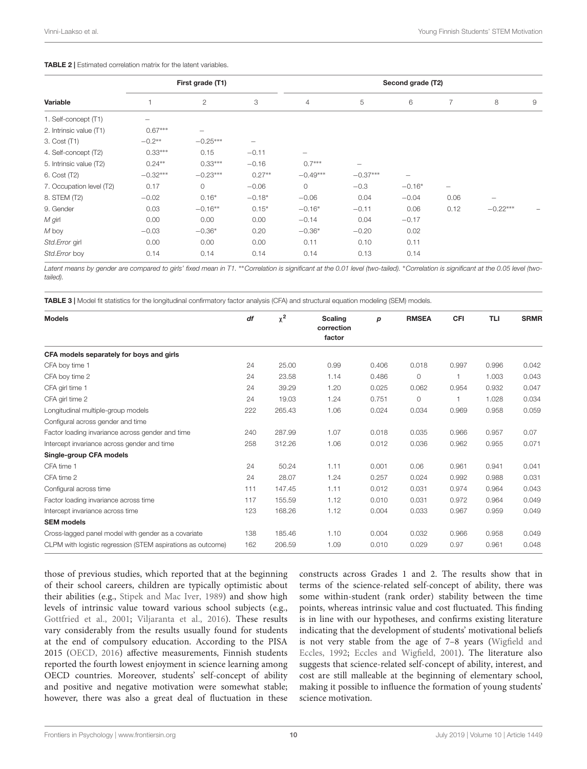**TABLE 2 |** Estimated correlation matrix for the latent variables.

| Variable | First grade (T1) | | | Second grade (T2) | | | | | |
|---|---|---|---|---|---|---|---|---|---|
| | 1 | 2 | 3 | 4 | 5 | 6 | 7 | 8 | 9 |
| 1. Self-concept (T1) | – | | | | | | | | |
| 2. Intrinsic value (T1) | 0.67*** | – | | | | | | | |
| 3. Cost (T1) | −0.2** | −0.25*** | – | | | | | | |
| 4. Self-concept (T2) | 0.33*** | 0.15 | −0.11 | – | | | | | |
| 5. Intrinsic value (T2) | 0.24** | 0.33*** | −0.16 | 0.7*** | – | | | | |
| 6. Cost (T2) | −0.32*** | −0.23*** | 0.27** | −0.49*** | −0.37*** | – | | | |
| 7. Occupation level (T2) | 0.17 | 0 | −0.06 | 0 | −0.3 | −0.16* | – | | |
| 8. STEM (T2) | −0.02 | 0.16* | −0.18* | −0.06 | 0.04 | −0.04 | 0.06 | – | |
| 9. Gender | 0.03 | −0.16** | 0.15* | −0.16* | −0.11 | 0.06 | 0.12 | −0.22*** | – |
| *M* girl | 0.00 | 0.00 | 0.00 | −0.14 | 0.04 | −0.17 | | | |
| *M* boy | −0.03 | −0.36* | 0.20 | −0.36* | −0.20 | 0.02 | | | |
| *Std.Error* girl | 0.00 | 0.00 | 0.00 | 0.11 | 0.10 | 0.11 | | | |
| *Std.Error* boy | 0.14 | 0.14 | 0.14 | 0.14 | 0.13 | 0.14 | | | |

*Latent means by gender are compared to girls' fixed mean in T1. **Correlation is significant at the 0.01 level (two-tailed). *Correlation is significant at the 0.05 level (two-tailed).*

**TABLE 3 |** Model fit statistics for the longitudinal confirmatory factor analysis (CFA) and structural equation modeling (SEM) models.

| Models | *df* | $\chi^2$ | Scaling correction factor | *p* | RMSEA | CFI | TLI | SRMR |
|---|---|---|---|---|---|---|---|---|
| **CFA models separately for boys and girls** | | | | | | | | |
| CFA boy time 1 | 24 | 25.00 | 0.99 | 0.406 | 0.018 | 0.997 | 0.996 | 0.042 |
| CFA boy time 2 | 24 | 23.58 | 1.14 | 0.486 | 0 | 1 | 1.003 | 0.043 |
| CFA girl time 1 | 24 | 39.29 | 1.20 | 0.025 | 0.062 | 0.954 | 0.932 | 0.047 |
| CFA girl time 2 | 24 | 19.03 | 1.24 | 0.751 | 0 | 1 | 1.028 | 0.034 |
| Longitudinal multiple-group models | 222 | 265.43 | 1.06 | 0.024 | 0.034 | 0.969 | 0.958 | 0.059 |
| Configural across gender and time | | | | | | | | |
| Factor loading invariance across gender and time | 240 | 287.99 | 1.07 | 0.018 | 0.035 | 0.966 | 0.957 | 0.07 |
| Intercept invariance across gender and time | 258 | 312.26 | 1.06 | 0.012 | 0.036 | 0.962 | 0.955 | 0.071 |
| **Single-group CFA models** | | | | | | | | |
| CFA time 1 | 24 | 50.24 | 1.11 | 0.001 | 0.06 | 0.961 | 0.941 | 0.041 |
| CFA time 2 | 24 | 28.07 | 1.24 | 0.257 | 0.024 | 0.992 | 0.988 | 0.031 |
| Configural across time | 111 | 147.45 | 1.11 | 0.012 | 0.031 | 0.974 | 0.964 | 0.043 |
| Factor loading invariance across time | 117 | 155.59 | 1.12 | 0.010 | 0.031 | 0.972 | 0.964 | 0.049 |
| Intercept invariance across time | 123 | 168.26 | 1.12 | 0.004 | 0.033 | 0.967 | 0.959 | 0.049 |
| **SEM models** | | | | | | | | |
| Cross-lagged panel model with gender as a covariate | 138 | 185.46 | 1.10 | 0.004 | 0.032 | 0.966 | 0.958 | 0.049 |
| CLPM with logistic regression (STEM aspirations as outcome) | 162 | 206.59 | 1.09 | 0.010 | 0.029 | 0.97 | 0.961 | 0.048 |

those of previous studies, which reported that at the beginning of their school careers, children are typically optimistic about their abilities (e.g., Stipek and Mac Iver, 1989) and show high levels of intrinsic value toward various school subjects (e.g., Gottfried et al., 2001; Viljaranta et al., 2016). These results vary considerably from the results usually found for students at the end of compulsory education. According to the PISA 2015 (OECD, 2016) affective measurements, Finnish students reported the fourth lowest enjoyment in science learning among OECD countries. Moreover, students' self-concept of ability and positive and negative motivation were somewhat stable; however, there was also a great deal of fluctuation in these constructs across Grades 1 and 2. The results show that in terms of the science-related self-concept of ability, there was some within-student (rank order) stability between the time points, whereas intrinsic value and cost fluctuated. This finding is in line with our hypotheses, and confirms existing literature indicating that the development of students' motivational beliefs is not very stable from the age of 7–8 years (Wigfield and Eccles, 1992; Eccles and Wigfield, 2001). The literature also suggests that science-related self-concept of ability, interest, and cost are still malleable at the beginning of elementary school, making it possible to influence the formation of young students' science motivation.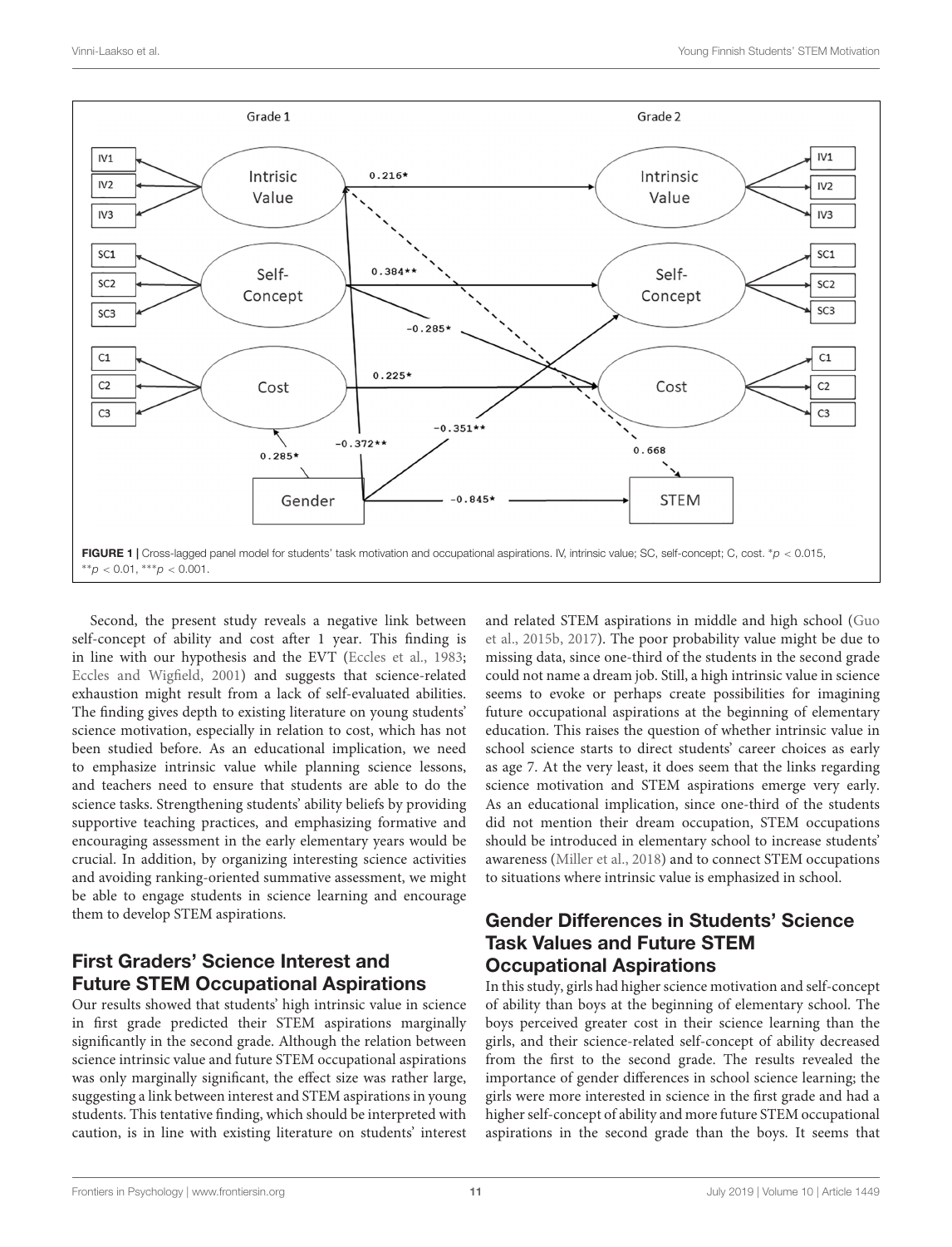FIGURE 1 | Cross-lagged panel model for students' task motivation and occupational aspirations. IV, intrinsic value; SC, self-concept; C, cost. $*p < 0.015$, $**p < 0.01$, $***p < 0.001$.

Second, the present study reveals a negative link between self-concept of ability and cost after 1 year. This finding is in line with our hypothesis and the EVT (Eccles et al., 1983; Eccles and Wigfield, 2001) and suggests that science-related exhaustion might result from a lack of self-evaluated abilities. The finding gives depth to existing literature on young students' science motivation, especially in relation to cost, which has not been studied before. As an educational implication, we need to emphasize intrinsic value while planning science lessons, and teachers need to ensure that students are able to do the science tasks. Strengthening students' ability beliefs by providing supportive teaching practices, and emphasizing formative and encouraging assessment in the early elementary years would be crucial. In addition, by organizing interesting science activities and avoiding ranking-oriented summative assessment, we might be able to engage students in science learning and encourage them to develop STEM aspirations.

## First Graders' Science Interest and Future STEM Occupational Aspirations

Our results showed that students' high intrinsic value in science in first grade predicted their STEM aspirations marginally significantly in the second grade. Although the relation between science intrinsic value and future STEM occupational aspirations was only marginally significant, the effect size was rather large, suggesting a link between interest and STEM aspirations in young students. This tentative finding, which should be interpreted with caution, is in line with existing literature on students' interest and related STEM aspirations in middle and high school (Guo et al., 2015b, 2017). The poor probability value might be due to missing data, since one-third of the students in the second grade could not name a dream job. Still, a high intrinsic value in science seems to evoke or perhaps create possibilities for imagining future occupational aspirations at the beginning of elementary education. This raises the question of whether intrinsic value in school science starts to direct students' career choices as early as age 7. At the very least, it does seem that the links regarding science motivation and STEM aspirations emerge very early. As an educational implication, since one-third of the students did not mention their dream occupation, STEM occupations should be introduced in elementary school to increase students' awareness (Miller et al., 2018) and to connect STEM occupations to situations where intrinsic value is emphasized in school.

## Gender Differences in Students' Science Task Values and Future STEM Occupational Aspirations

In this study, girls had higher science motivation and self-concept of ability than boys at the beginning of elementary school. The boys perceived greater cost in their science learning than the girls, and their science-related self-concept of ability decreased from the first to the second grade. The results revealed the importance of gender differences in school science learning; the girls were more interested in science in the first grade and had a higher self-concept of ability and more future STEM occupational aspirations in the second grade than the boys. It seems that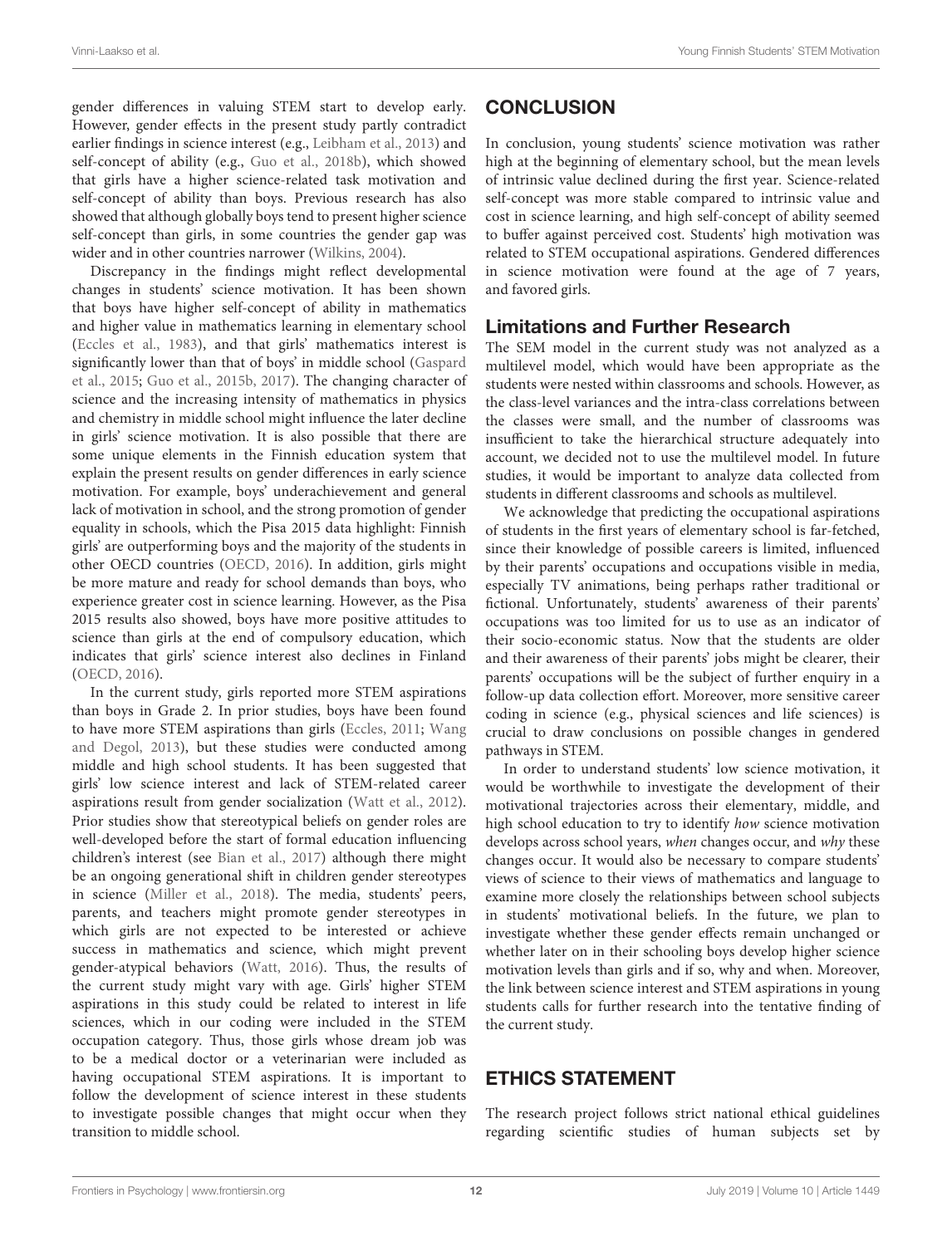gender differences in valuing STEM start to develop early. However, gender effects in the present study partly contradict earlier findings in science interest (e.g., Leibham et al., 2013) and self-concept of ability (e.g., Guo et al., 2018b), which showed that girls have a higher science-related task motivation and self-concept of ability than boys. Previous research has also showed that although globally boys tend to present higher science self-concept than girls, in some countries the gender gap was wider and in other countries narrower (Wilkins, 2004).

Discrepancy in the findings might reflect developmental changes in students' science motivation. It has been shown that boys have higher self-concept of ability in mathematics and higher value in mathematics learning in elementary school (Eccles et al., 1983), and that girls' mathematics interest is significantly lower than that of boys' in middle school (Gaspard et al., 2015; Guo et al., 2015b, 2017). The changing character of science and the increasing intensity of mathematics in physics and chemistry in middle school might influence the later decline in girls' science motivation. It is also possible that there are some unique elements in the Finnish education system that explain the present results on gender differences in early science motivation. For example, boys' underachievement and general lack of motivation in school, and the strong promotion of gender equality in schools, which the Pisa 2015 data highlight: Finnish girls' are outperforming boys and the majority of the students in other OECD countries (OECD, 2016). In addition, girls might be more mature and ready for school demands than boys, who experience greater cost in science learning. However, as the Pisa 2015 results also showed, boys have more positive attitudes to science than girls at the end of compulsory education, which indicates that girls' science interest also declines in Finland (OECD, 2016).

In the current study, girls reported more STEM aspirations than boys in Grade 2. In prior studies, boys have been found to have more STEM aspirations than girls (Eccles, 2011; Wang and Degol, 2013), but these studies were conducted among middle and high school students. It has been suggested that girls' low science interest and lack of STEM-related career aspirations result from gender socialization (Watt et al., 2012). Prior studies show that stereotypical beliefs on gender roles are well-developed before the start of formal education influencing children's interest (see Bian et al., 2017) although there might be an ongoing generational shift in children gender stereotypes in science (Miller et al., 2018). The media, students' peers, parents, and teachers might promote gender stereotypes in which girls are not expected to be interested or achieve success in mathematics and science, which might prevent gender-atypical behaviors (Watt, 2016). Thus, the results of the current study might vary with age. Girls' higher STEM aspirations in this study could be related to interest in life sciences, which in our coding were included in the STEM occupation category. Thus, those girls whose dream job was to be a medical doctor or a veterinarian were included as having occupational STEM aspirations. It is important to follow the development of science interest in these students to investigate possible changes that might occur when they transition to middle school.

## CONCLUSION

In conclusion, young students' science motivation was rather high at the beginning of elementary school, but the mean levels of intrinsic value declined during the first year. Science-related self-concept was more stable compared to intrinsic value and cost in science learning, and high self-concept of ability seemed to buffer against perceived cost. Students' high motivation was related to STEM occupational aspirations. Gendered differences in science motivation were found at the age of 7 years, and favored girls.

### Limitations and Further Research

The SEM model in the current study was not analyzed as a multilevel model, which would have been appropriate as the students were nested within classrooms and schools. However, as the class-level variances and the intra-class correlations between the classes were small, and the number of classrooms was insufficient to take the hierarchical structure adequately into account, we decided not to use the multilevel model. In future studies, it would be important to analyze data collected from students in different classrooms and schools as multilevel.

We acknowledge that predicting the occupational aspirations of students in the first years of elementary school is far-fetched, since their knowledge of possible careers is limited, influenced by their parents' occupations and occupations visible in media, especially TV animations, being perhaps rather traditional or fictional. Unfortunately, students' awareness of their parents' occupations was too limited for us to use as an indicator of their socio-economic status. Now that the students are older and their awareness of their parents' jobs might be clearer, their parents' occupations will be the subject of further enquiry in a follow-up data collection effort. Moreover, more sensitive career coding in science (e.g., physical sciences and life sciences) is crucial to draw conclusions on possible changes in gendered pathways in STEM.

In order to understand students' low science motivation, it would be worthwhile to investigate the development of their motivational trajectories across their elementary, middle, and high school education to try to identify *how* science motivation develops across school years, *when* changes occur, and *why* these changes occur. It would also be necessary to compare students' views of science to their views of mathematics and language to examine more closely the relationships between school subjects in students' motivational beliefs. In the future, we plan to investigate whether these gender effects remain unchanged or whether later on in their schooling boys develop higher science motivation levels than girls and if so, why and when. Moreover, the link between science interest and STEM aspirations in young students calls for further research into the tentative finding of the current study.

## ETHICS STATEMENT

The research project follows strict national ethical guidelines regarding scientific studies of human subjects set by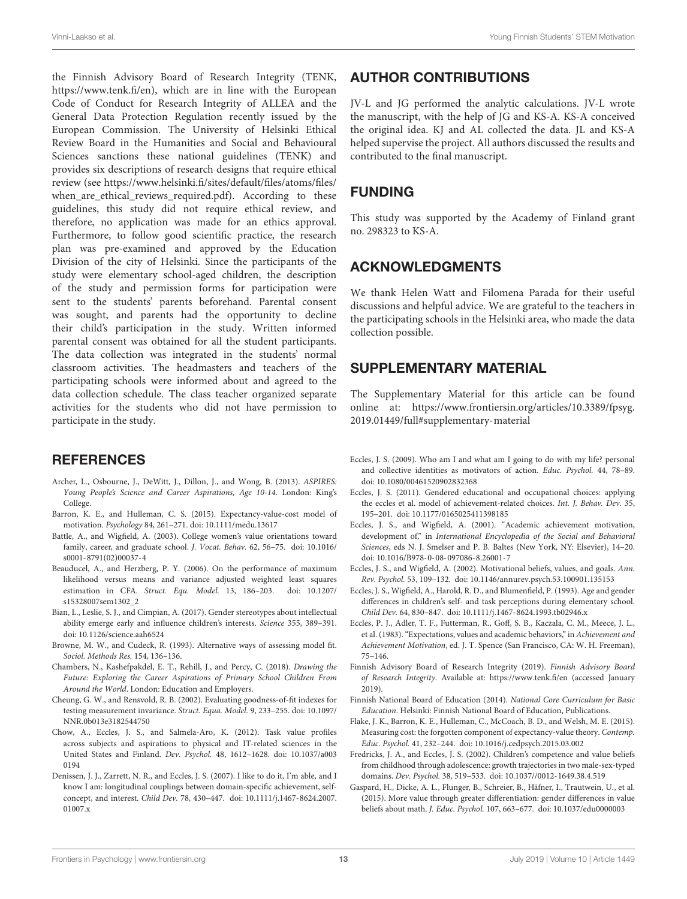the Finnish Advisory Board of Research Integrity (TENK, https://www.tenk.fi/en), which are in line with the European Code of Conduct for Research Integrity of ALLEA and the General Data Protection Regulation recently issued by the European Commission. The University of Helsinki Ethical Review Board in the Humanities and Social and Behavioural Sciences sanctions these national guidelines (TENK) and provides six descriptions of research designs that require ethical review (see https://www.helsinki.fi/sites/default/files/atoms/files/when_are_ethical_reviews_required.pdf). According to these guidelines, this study did not require ethical review, and therefore, no application was made for an ethics approval. Furthermore, to follow good scientific practice, the research plan was pre-examined and approved by the Education Division of the city of Helsinki. Since the participants of the study were elementary school-aged children, the description of the study and permission forms for participation were sent to the students' parents beforehand. Parental consent was sought, and parents had the opportunity to decline their child's participation in the study. Written informed parental consent was obtained for all the student participants. The data collection was integrated in the students' normal classroom activities. The headmasters and teachers of the participating schools were informed about and agreed to the data collection schedule. The class teacher organized separate activities for the students who did not have permission to participate in the study.

## AUTHOR CONTRIBUTIONS

JV-L and JG performed the analytic calculations. JV-L wrote the manuscript, with the help of JG and KS-A. KS-A conceived the original idea. KJ and AL collected the data. JL and KS-A helped supervise the project. All authors discussed the results and contributed to the final manuscript.

## FUNDING

This study was supported by the Academy of Finland grant no. 298323 to KS-A.

## ACKNOWLEDGMENTS

We thank Helen Watt and Filomena Parada for their useful discussions and helpful advice. We are grateful to the teachers in the participating schools in the Helsinki area, who made the data collection possible.

## SUPPLEMENTARY MATERIAL

The Supplementary Material for this article can be found online at: https://www.frontiersin.org/articles/10.3389/fpsyg.2019.01449/full#supplementary-material

## REFERENCES

Archer, L., Osbourne, J., DeWitt, J., Dillon, J., and Wong, B. (2013). *ASPIRES: Young People's Science and Career Aspirations, Age 10-14*. London: King's College.

Barron, K. E., and Hulleman, C. S. (2015). Expectancy-value-cost model of motivation. *Psychology* 84, 261–271. doi: 10.1111/medu.13617

Battle, A., and Wigfield, A. (2003). College women's value orientations toward family, career, and graduate school. *J. Vocat. Behav.* 62, 56–75. doi: 10.1016/s0001-8791(02)00037-4

Beauducel, A., and Herzberg, P. Y. (2006). On the performance of maximum likelihood versus means and variance adjusted weighted least squares estimation in CFA. *Struct. Equ. Model.* 13, 186–203. doi: 10.1207/s15328007sem1302_2

Bian, L., Leslie, S. J., and Cimpian, A. (2017). Gender stereotypes about intellectual ability emerge early and influence children's interests. *Science* 355, 389–391. doi: 10.1126/science.aah6524

Browne, M. W., and Cudeck, R. (1993). Alternative ways of assessing model fit. *Sociol. Methods Res.* 154, 136–136.

Chambers, N., Kashefpakdel, E. T., Rehill, J., and Percy, C. (2018). *Drawing the Future: Exploring the Career Aspirations of Primary School Children From Around the World*. London: Education and Employers.

Cheung, G. W., and Rensvold, R. B. (2002). Evaluating goodness-of-fit indexes for testing measurement invariance. *Struct. Equa. Model.* 9, 233–255. doi: 10.1097/NNR.0b013e3182544750

Chow, A., Eccles, J. S., and Salmela-Aro, K. (2012). Task value profiles across subjects and aspirations to physical and IT-related sciences in the United States and Finland. *Dev. Psychol.* 48, 1612–1628. doi: 10.1037/a0030194

Denissen, J. J., Zarrett, N. R., and Eccles, J. S. (2007). I like to do it, I'm able, and I know I am: longitudinal couplings between domain-specific achievement, self-concept, and interest. *Child Dev.* 78, 430–447. doi: 10.1111/j.1467-8624.2007.01007.x

Eccles, J. S. (2009). Who am I and what am I going to do with my life? personal and collective identities as motivators of action. *Educ. Psychol.* 44, 78–89. doi: 10.1080/00461520902832368

Eccles, J. S. (2011). Gendered educational and occupational choices: applying the eccles et al. model of achievement-related choices. *Int. J. Behav. Dev.* 35, 195–201. doi: 10.1177/0165025411398185

Eccles, J. S., and Wigfield, A. (2001). "Academic achievement motivation, development of," in *International Encyclopedia of the Social and Behavioral Sciences*, eds N. J. Smelser and P. B. Baltes (New York, NY: Elsevier), 14–20. doi: 10.1016/B978-0-08-097086-8.26001-7

Eccles, J. S., and Wigfield, A. (2002). Motivational beliefs, values, and goals. *Ann. Rev. Psychol.* 53, 109–132. doi: 10.1146/annurev.psych.53.100901.135153

Eccles, J. S., Wigfield, A., Harold, R. D., and Blumenfield, P. (1993). Age and gender differences in children's self- and task perceptions during elementary school. *Child Dev.* 64, 830–847. doi: 10.1111/j.1467-8624.1993.tb02946.x

Eccles, P. J., Adler, T. F., Futterman, R., Goff, S. B., Kaczala, C. M., Meece, J. L., et al. (1983). "Expectations, values and academic behaviors," in *Achievement and Achievement Motivation*, ed. J. T. Spence (San Francisco, CA: W. H. Freeman), 75–146.

Finnish Advisory Board of Research Integrity (2019). *Finnish Advisory Board of Research Integrity*. Available at: https://www.tenk.fi/en (accessed January 2019).

Finnish National Board of Education (2014). *National Core Curriculum for Basic Education*. Helsinki: Finnish National Board of Education, Publications.

Flake, J. K., Barron, K. E., Hulleman, C., McCoach, B. D., and Welsh, M. E. (2015). Measuring cost: the forgotten component of expectancy-value theory. *Contemp. Educ. Psychol.* 41, 232–244. doi: 10.1016/j.cedpsych.2015.03.002

Fredricks, J. A., and Eccles, J. S. (2002). Children's competence and value beliefs from childhood through adolescence: growth trajectories in two male-sex-typed domains. *Dev. Psychol.* 38, 519–533. doi: 10.1037//0012-1649.38.4.519

Gaspard, H., Dicke, A. L., Flunger, B., Schreier, B., Häfner, I., Trautwein, U., et al. (2015). More value through greater differentiation: gender differences in value beliefs about math. *J. Educ. Psychol.* 107, 663–677. doi: 10.1037/edu0000003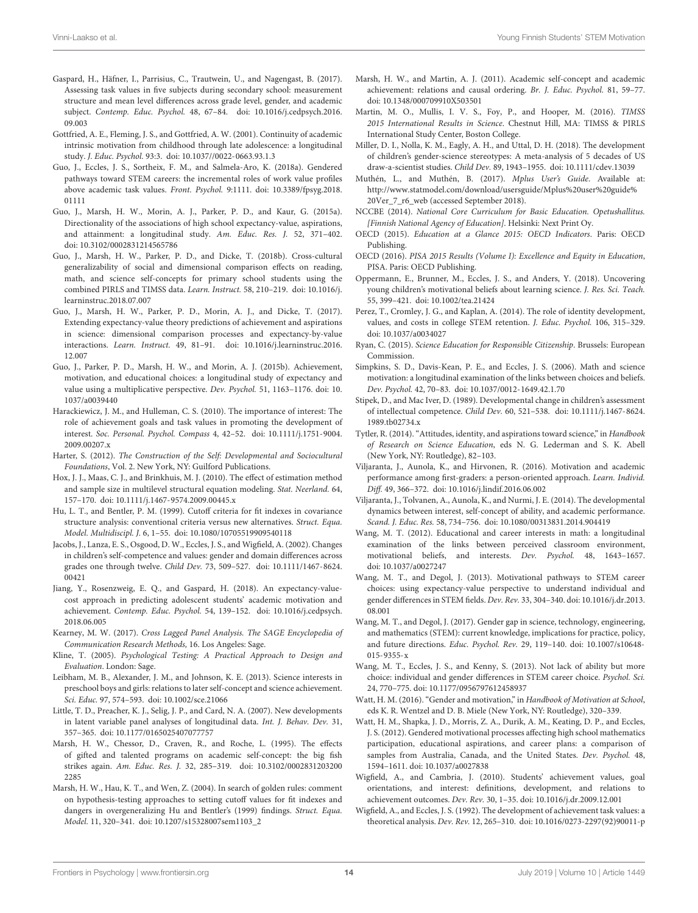Gaspard, H., Häfner, I., Parrisius, C., Trautwein, U., and Nagengast, B. (2017). Assessing task values in five subjects during secondary school: measurement structure and mean level differences across grade level, gender, and academic subject. *Contemp. Educ. Psychol.* 48, 67–84. doi: 10.1016/j.cedpsych.2016.09.003

Gottfried, A. E., Fleming, J. S., and Gottfried, A. W. (2001). Continuity of academic intrinsic motivation from childhood through late adolescence: a longitudinal study. *J. Educ. Psychol.* 93:3. doi: 10.1037//0022-0663.93.1.3

Guo, J., Eccles, J. S., Sortheix, F. M., and Salmela-Aro, K. (2018a). Gendered pathways toward STEM careers: the incremental roles of work value profiles above academic task values. *Front. Psychol.* 9:1111. doi: 10.3389/fpsyg.2018.01111

Guo, J., Marsh, H. W., Morin, A. J., Parker, P. D., and Kaur, G. (2015a). Directionality of the associations of high school expectancy-value, aspirations, and attainment: a longitudinal study. *Am. Educ. Res. J.* 52, 371–402. doi: 10.3102/0002831214565786

Guo, J., Marsh, H. W., Parker, P. D., and Dicke, T. (2018b). Cross-cultural generalizability of social and dimensional comparison effects on reading, math, and science self-concepts for primary school students using the combined PIRLS and TIMSS data. *Learn. Instruct.* 58, 210–219. doi: 10.1016/j.learninstruc.2018.07.007

Guo, J., Marsh, H. W., Parker, P. D., Morin, A. J., and Dicke, T. (2017). Extending expectancy-value theory predictions of achievement and aspirations in science: dimensional comparison processes and expectancy-by-value interactions. *Learn. Instruct.* 49, 81–91. doi: 10.1016/j.learninstruc.2016.12.007

Guo, J., Parker, P. D., Marsh, H. W., and Morin, A. J. (2015b). Achievement, motivation, and educational choices: a longitudinal study of expectancy and value using a multiplicative perspective. *Dev. Psychol.* 51, 1163–1176. doi: 10.1037/a0039440

Harackiewicz, J. M., and Hulleman, C. S. (2010). The importance of interest: The role of achievement goals and task values in promoting the development of interest. *Soc. Personal. Psychol. Compass* 4, 42–52. doi: 10.1111/j.1751-9004.2009.00207.x

Harter, S. (2012). *The Construction of the Self: Developmental and Sociocultural Foundations*, Vol. 2. New York, NY: Guilford Publications.

Hox, J. J., Maas, C. J., and Brinkhuis, M. J. (2010). The effect of estimation method and sample size in multilevel structural equation modeling. *Stat. Neerland.* 64, 157–170. doi: 10.1111/j.1467-9574.2009.00445.x

Hu, L. T., and Bentler, P. M. (1999). Cutoff criteria for fit indexes in covariance structure analysis: conventional criteria versus new alternatives. *Struct. Equa. Model. Multidiscipl. J.* 6, 1–55. doi: 10.1080/10705519909540118

Jacobs, J., Lanza, E. S., Osgood, D. W., Eccles, J. S., and Wigfield, A. (2002). Changes in children's self-competence and values: gender and domain differences across grades one through twelve. *Child Dev.* 73, 509–527. doi: 10.1111/1467-8624.00421

Jiang, Y., Rosenzweig, E. Q., and Gaspard, H. (2018). An expectancy-value-cost approach in predicting adolescent students' academic motivation and achievement. *Contemp. Educ. Psychol.* 54, 139–152. doi: 10.1016/j.cedpsych.2018.06.005

Kearney, M. W. (2017). *Cross Lagged Panel Analysis. The SAGE Encyclopedia of Communication Research Methods,* 16. Los Angeles: Sage.

Kline, T. (2005). *Psychological Testing: A Practical Approach to Design and Evaluation*. London: Sage.

Leibham, M. B., Alexander, J. M., and Johnson, K. E. (2013). Science interests in preschool boys and girls: relations to later self-concept and science achievement. *Sci. Educ.* 97, 574–593. doi: 10.1002/sce.21066

Little, T. D., Preacher, K. J., Selig, J. P., and Card, N. A. (2007). New developments in latent variable panel analyses of longitudinal data. *Int. J. Behav. Dev.* 31, 357–365. doi: 10.1177/0165025407077757

Marsh, H. W., Chessor, D., Craven, R., and Roche, L. (1995). The effects of gifted and talented programs on academic self-concept: the big fish strikes again. *Am. Educ. Res. J.* 32, 285–319. doi: 10.3102/00028312032002285

Marsh, H. W., Hau, K. T., and Wen, Z. (2004). In search of golden rules: comment on hypothesis-testing approaches to setting cutoff values for fit indexes and dangers in overgeneralizing Hu and Bentler's (1999) findings. *Struct. Equa. Model.* 11, 320–341. doi: 10.1207/s15328007sem1103_2

Marsh, H. W., and Martin, A. J. (2011). Academic self-concept and academic achievement: relations and causal ordering. *Br. J. Educ. Psychol.* 81, 59–77. doi: 10.1348/000709910X503501

Martin, M. O., Mullis, I. V. S., Foy, P., and Hooper, M. (2016). *TIMSS 2015 International Results in Science*. Chestnut Hill, MA: TIMSS & PIRLS International Study Center, Boston College.

Miller, D. I., Nolla, K. M., Eagly, A. H., and Uttal, D. H. (2018). The development of children's gender-science stereotypes: A meta-analysis of 5 decades of US draw-a-scientist studies. *Child Dev.* 89, 1943–1955. doi: 10.1111/cdev.13039

Muthén, L., and Muthén, B. (2017). *Mplus User's Guide*. Available at: http://www.statmodel.com/download/usersguide/Mplus%20user%20guide%20Ver_7_r6_web (accessed September 2018).

NCCBE (2014). *National Core Curriculum for Basic Education. Opetushallitus. [Finnish National Agency of Education]*. Helsinki: Next Print Oy.

OECD (2015). *Education at a Glance 2015: OECD Indicators*. Paris: OECD Publishing.

OECD (2016). *PISA 2015 Results (Volume I): Excellence and Equity in Education*, PISA. Paris: OECD Publishing.

Oppermann, E., Brunner, M., Eccles, J. S., and Anders, Y. (2018). Uncovering young children's motivational beliefs about learning science. *J. Res. Sci. Teach.* 55, 399–421. doi: 10.1002/tea.21424

Perez, T., Cromley, J. G., and Kaplan, A. (2014). The role of identity development, values, and costs in college STEM retention. *J. Educ. Psychol.* 106, 315–329. doi: 10.1037/a0034027

Ryan, C. (2015). *Science Education for Responsible Citizenship*. Brussels: European Commission.

Simpkins, S. D., Davis-Kean, P. E., and Eccles, J. S. (2006). Math and science motivation: a longitudinal examination of the links between choices and beliefs. *Dev. Psychol.* 42, 70–83. doi: 10.1037/0012-1649.42.1.70

Stipek, D., and Mac Iver, D. (1989). Developmental change in children's assessment of intellectual competence. *Child Dev.* 60, 521–538. doi: 10.1111/j.1467-8624.1989.tb02734.x

Tytler, R. (2014). "Attitudes, identity, and aspirations toward science," in *Handbook of Research on Science Education*, eds N. G. Lederman and S. K. Abell (New York, NY: Routledge), 82–103.

Viljaranta, J., Aunola, K., and Hirvonen, R. (2016). Motivation and academic performance among first-graders: a person-oriented approach. *Learn. Individ. Diff.* 49, 366–372. doi: 10.1016/j.lindif.2016.06.002

Viljaranta, J., Tolvanen, A., Aunola, K., and Nurmi, J. E. (2014). The developmental dynamics between interest, self-concept of ability, and academic performance. *Scand. J. Educ. Res.* 58, 734–756. doi: 10.1080/00313831.2014.904419

Wang, M. T. (2012). Educational and career interests in math: a longitudinal examination of the links between perceived classroom environment, motivational beliefs, and interests. *Dev. Psychol.* 48, 1643–1657. doi: 10.1037/a0027247

Wang, M. T., and Degol, J. (2013). Motivational pathways to STEM career choices: using expectancy-value perspective to understand individual and gender differences in STEM fields. *Dev. Rev.* 33, 304–340. doi: 10.1016/j.dr.2013.08.001

Wang, M. T., and Degol, J. (2017). Gender gap in science, technology, engineering, and mathematics (STEM): current knowledge, implications for practice, policy, and future directions. *Educ. Psychol. Rev.* 29, 119–140. doi: 10.1007/s10648-015-9355-x

Wang, M. T., Eccles, J. S., and Kenny, S. (2013). Not lack of ability but more choice: individual and gender differences in STEM career choice. *Psychol. Sci.* 24, 770–775. doi: 10.1177/0956797612458937

Watt, H. M. (2016). "Gender and motivation," in *Handbook of Motivation at School*, eds K. R. Wentzel and D. B. Miele (New York, NY: Routledge), 320–339.

Watt, H. M., Shapka, J. D., Morris, Z. A., Durik, A. M., Keating, D. P., and Eccles, J. S. (2012). Gendered motivational processes affecting high school mathematics participation, educational aspirations, and career plans: a comparison of samples from Australia, Canada, and the United States. *Dev. Psychol.* 48, 1594–1611. doi: 10.1037/a0027838

Wigfield, A., and Cambria, J. (2010). Students' achievement values, goal orientations, and interest: definitions, development, and relations to achievement outcomes. *Dev. Rev.* 30, 1–35. doi: 10.1016/j.dr.2009.12.001

Wigfield, A., and Eccles, J. S. (1992). The development of achievement task values: a theoretical analysis. *Dev. Rev.* 12, 265–310. doi: 10.1016/0273-2297(92)90011-p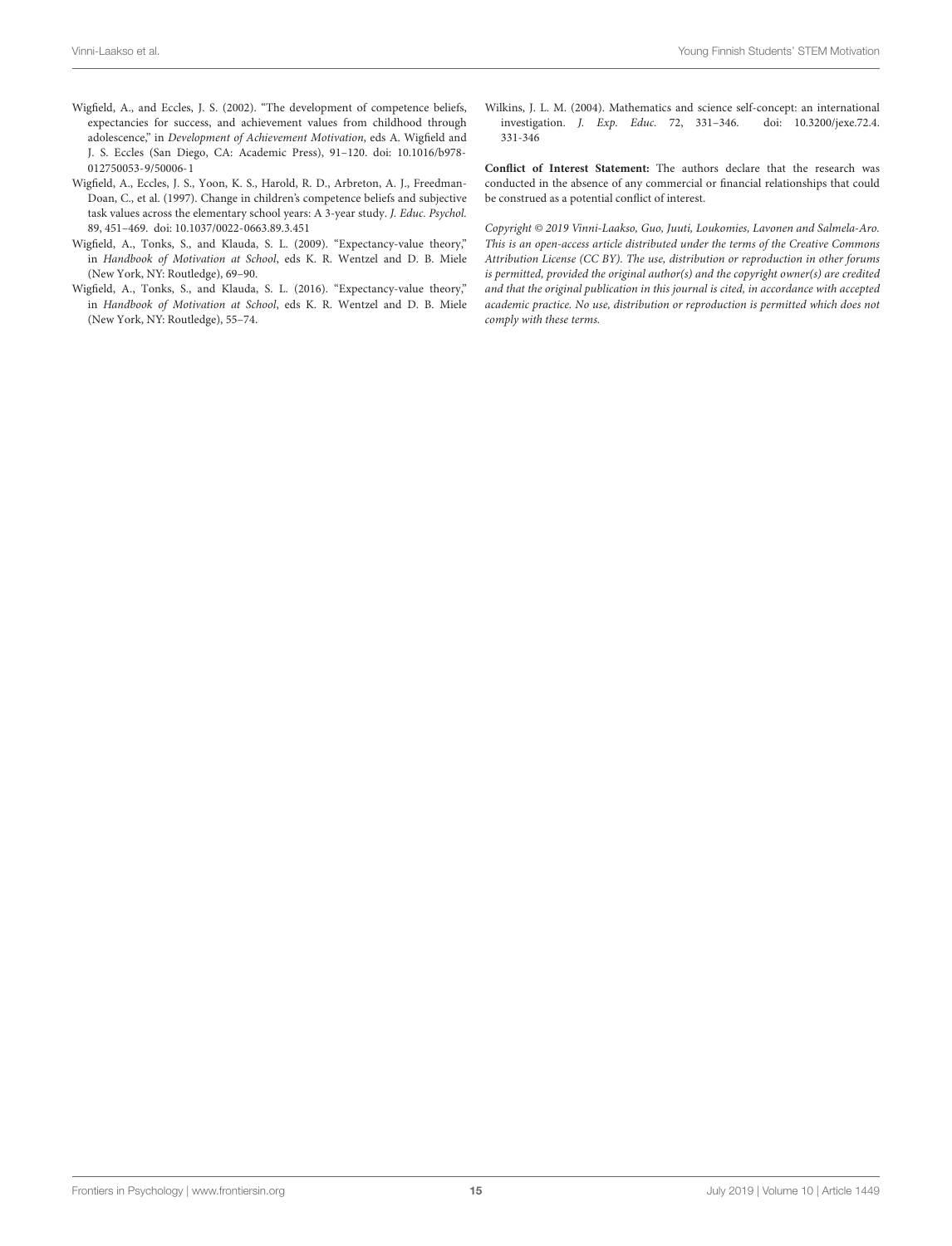Wigfield, A., and Eccles, J. S. (2002). "The development of competence beliefs, expectancies for success, and achievement values from childhood through adolescence," in *Development of Achievement Motivation*, eds A. Wigfield and J. S. Eccles (San Diego, CA: Academic Press), 91–120. doi: 10.1016/b978-012750053-9/50006-1

Wigfield, A., Eccles, J. S., Yoon, K. S., Harold, R. D., Arbreton, A. J., Freedman-Doan, C., et al. (1997). Change in children's competence beliefs and subjective task values across the elementary school years: A 3-year study. *J. Educ. Psychol.* 89, 451–469. doi: 10.1037/0022-0663.89.3.451

Wigfield, A., Tonks, S., and Klauda, S. L. (2009). "Expectancy-value theory," in *Handbook of Motivation at School*, eds K. R. Wentzel and D. B. Miele (New York, NY: Routledge), 69–90.

Wigfield, A., Tonks, S., and Klauda, S. L. (2016). "Expectancy-value theory," in *Handbook of Motivation at School*, eds K. R. Wentzel and D. B. Miele (New York, NY: Routledge), 55–74.

Wilkins, J. L. M. (2004). Mathematics and science self-concept: an international investigation. *J. Exp. Educ.* 72, 331–346. doi: 10.3200/jexe.72.4.331-346

**Conflict of Interest Statement:** The authors declare that the research was conducted in the absence of any commercial or financial relationships that could be construed as a potential conflict of interest.

*Copyright © 2019 Vinni-Laakso, Guo, Juuti, Loukomies, Lavonen and Salmela-Aro. This is an open-access article distributed under the terms of the Creative Commons Attribution License (CC BY). The use, distribution or reproduction in other forums is permitted, provided the original author(s) and the copyright owner(s) are credited and that the original publication in this journal is cited, in accordance with accepted academic practice. No use, distribution or reproduction is permitted which does not comply with these terms.*